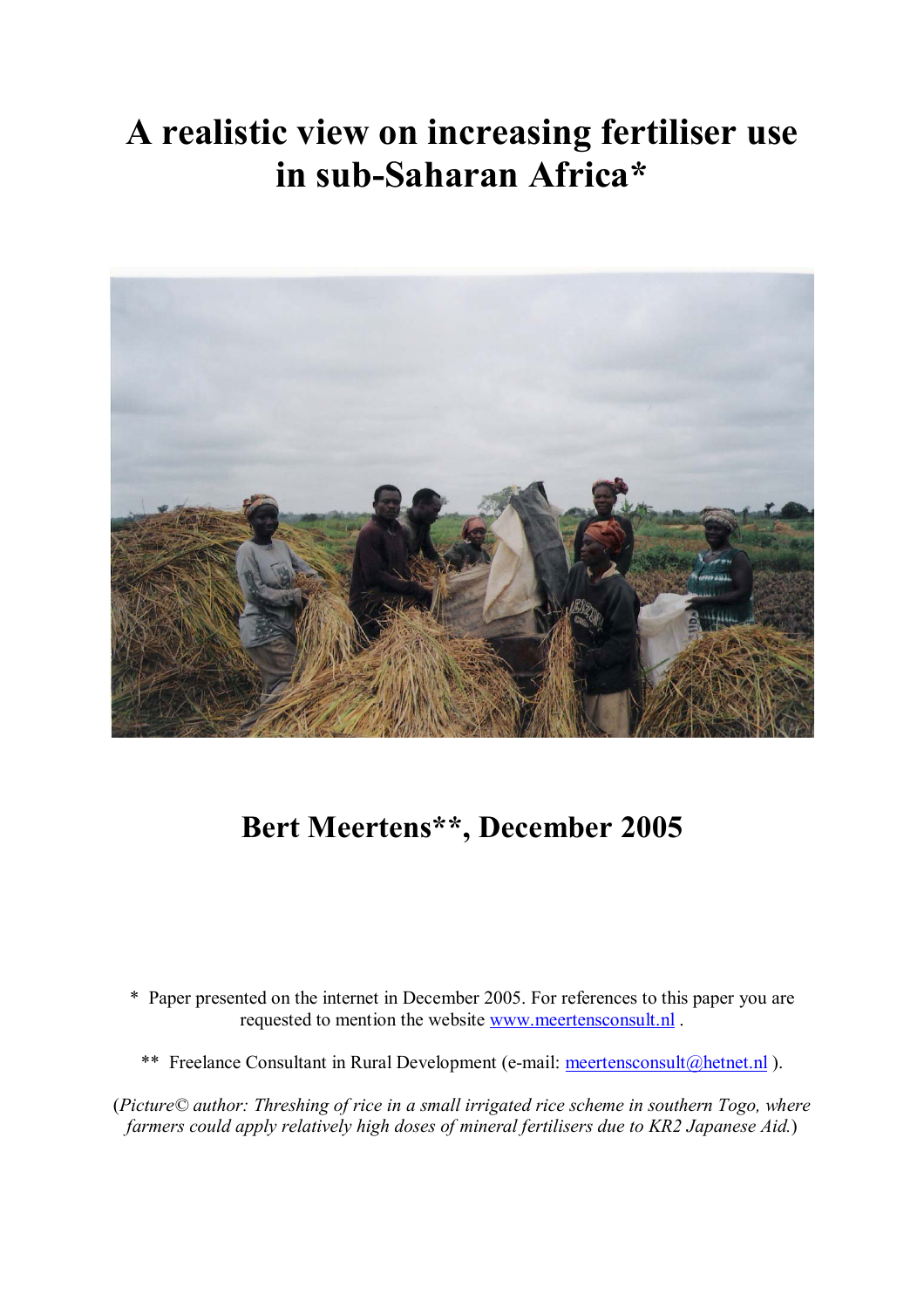# A realistic view on increasing fertiliser use in sub-Saharan Africa*

## Bert Meertens**, December 2005

* Paper presented on the internet in December 2005. For references to this paper you are requested to mention the website www.meertensconsult.nl .

** Freelance Consultant in Rural Development (e-mail: meertensconsult@hetnet.nl ).

(*Picture© author: Threshing of rice in a small irrigated rice scheme in southern Togo, where farmers could apply relatively high doses of mineral fertilisers due to KR2 Japanese Aid.*)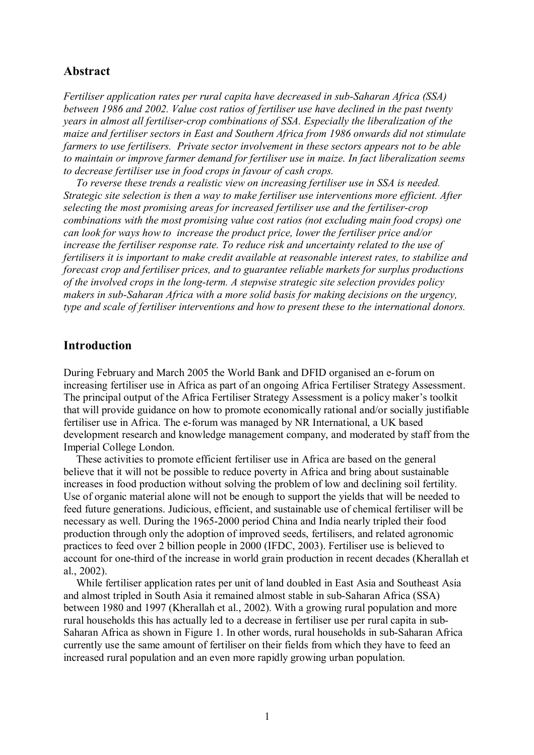## Abstract

*Fertiliser application rates per rural capita have decreased in sub-Saharan Africa (SSA) between 1986 and 2002. Value cost ratios of fertiliser use have declined in the past twenty years in almost all fertiliser-crop combinations of SSA. Especially the liberalization of the maize and fertiliser sectors in East and Southern Africa from 1986 onwards did not stimulate farmers to use fertilisers. Private sector involvement in these sectors appears not to be able to maintain or improve farmer demand for fertiliser use in maize. In fact liberalization seems to decrease fertiliser use in food crops in favour of cash crops.*

*To reverse these trends a realistic view on increasing fertiliser use in SSA is needed. Strategic site selection is then a way to make fertiliser use interventions more efficient. After selecting the most promising areas for increased fertiliser use and the fertiliser-crop combinations with the most promising value cost ratios (not excluding main food crops) one can look for ways how to increase the product price, lower the fertiliser price and/or increase the fertiliser response rate. To reduce risk and uncertainty related to the use of fertilisers it is important to make credit available at reasonable interest rates, to stabilize and forecast crop and fertiliser prices, and to guarantee reliable markets for surplus productions of the involved crops in the long-term. A stepwise strategic site selection provides policy makers in sub-Saharan Africa with a more solid basis for making decisions on the urgency, type and scale of fertiliser interventions and how to present these to the international donors.*

## Introduction

During February and March 2005 the World Bank and DFID organised an e-forum on increasing fertiliser use in Africa as part of an ongoing Africa Fertiliser Strategy Assessment. The principal output of the Africa Fertiliser Strategy Assessment is a policy maker's toolkit that will provide guidance on how to promote economically rational and/or socially justifiable fertiliser use in Africa. The e-forum was managed by NR International, a UK based development research and knowledge management company, and moderated by staff from the Imperial College London.

These activities to promote efficient fertiliser use in Africa are based on the general believe that it will not be possible to reduce poverty in Africa and bring about sustainable increases in food production without solving the problem of low and declining soil fertility. Use of organic material alone will not be enough to support the yields that will be needed to feed future generations. Judicious, efficient, and sustainable use of chemical fertiliser will be necessary as well. During the 1965-2000 period China and India nearly tripled their food production through only the adoption of improved seeds, fertilisers, and related agronomic practices to feed over 2 billion people in 2000 (IFDC, 2003). Fertiliser use is believed to account for one-third of the increase in world grain production in recent decades (Kherallah et al., 2002).

While fertiliser application rates per unit of land doubled in East Asia and Southeast Asia and almost tripled in South Asia it remained almost stable in sub-Saharan Africa (SSA) between 1980 and 1997 (Kherallah et al., 2002). With a growing rural population and more rural households this has actually led to a decrease in fertiliser use per rural capita in sub-Saharan Africa as shown in Figure 1. In other words, rural households in sub-Saharan Africa currently use the same amount of fertiliser on their fields from which they have to feed an increased rural population and an even more rapidly growing urban population.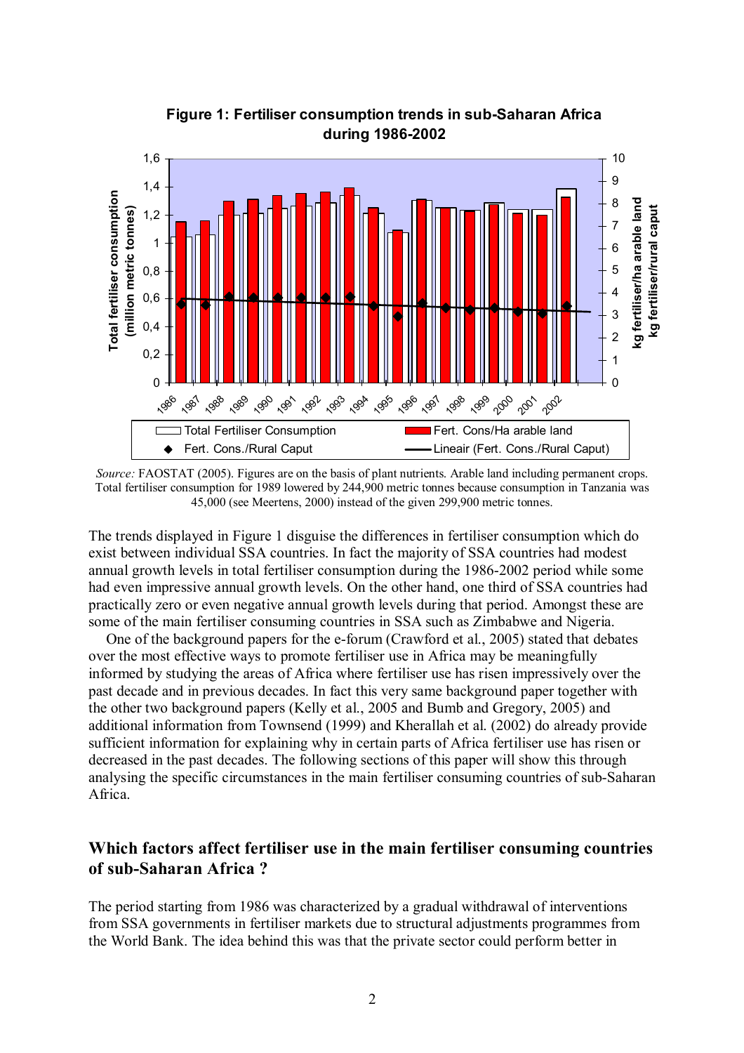**Figure 1: Fertiliser consumption trends in sub-Saharan Africa during 1986-2002**

*Source:* FAOSTAT (2005). Figures are on the basis of plant nutrients. Arable land including permanent crops. Total fertiliser consumption for 1989 lowered by 244,900 metric tonnes because consumption in Tanzania was 45,000 (see Meertens, 2000) instead of the given 299,900 metric tonnes.

The trends displayed in Figure 1 disguise the differences in fertiliser consumption which do exist between individual SSA countries. In fact the majority of SSA countries had modest annual growth levels in total fertiliser consumption during the 1986-2002 period while some had even impressive annual growth levels. On the other hand, one third of SSA countries had practically zero or even negative annual growth levels during that period. Amongst these are some of the main fertiliser consuming countries in SSA such as Zimbabwe and Nigeria.

One of the background papers for the e-forum (Crawford et al., 2005) stated that debates over the most effective ways to promote fertiliser use in Africa may be meaningfully informed by studying the areas of Africa where fertiliser use has risen impressively over the past decade and in previous decades. In fact this very same background paper together with the other two background papers (Kelly et al., 2005 and Bumb and Gregory, 2005) and additional information from Townsend (1999) and Kherallah et al. (2002) do already provide sufficient information for explaining why in certain parts of Africa fertiliser use has risen or decreased in the past decades. The following sections of this paper will show this through analysing the specific circumstances in the main fertiliser consuming countries of sub-Saharan Africa.

## Which factors affect fertiliser use in the main fertiliser consuming countries of sub-Saharan Africa ?

The period starting from 1986 was characterized by a gradual withdrawal of interventions from SSA governments in fertiliser markets due to structural adjustments programmes from the World Bank. The idea behind this was that the private sector could perform better in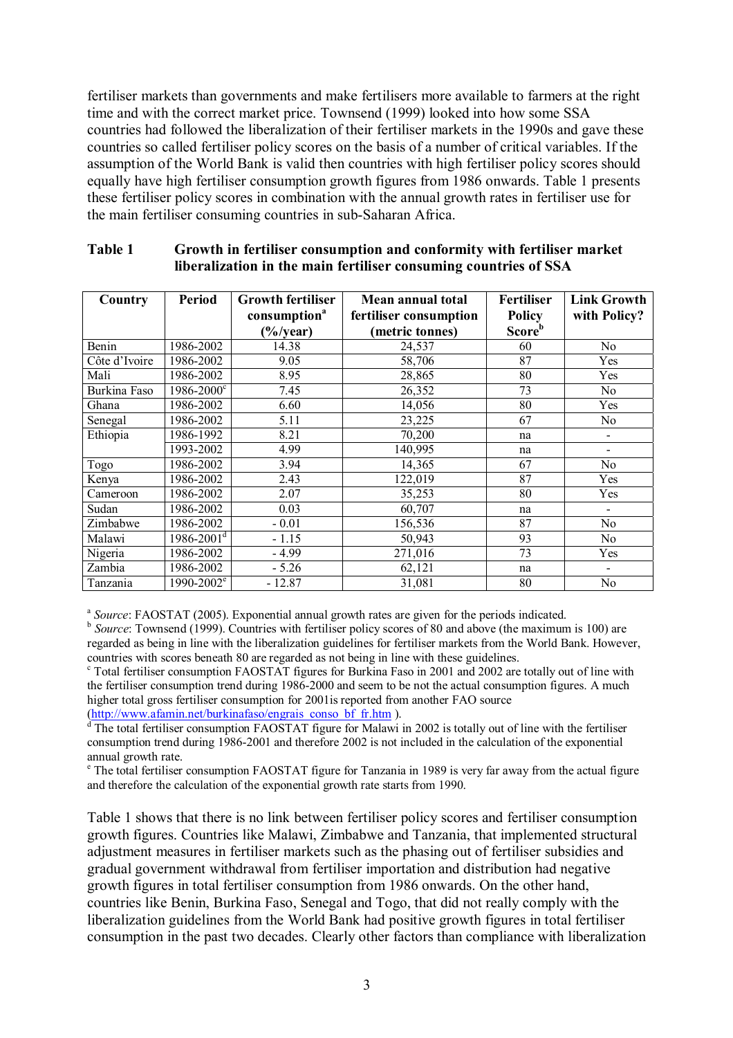fertiliser markets than governments and make fertilisers more available to farmers at the right time and with the correct market price. Townsend (1999) looked into how some SSA countries had followed the liberalization of their fertiliser markets in the 1990s and gave these countries so called fertiliser policy scores on the basis of a number of critical variables. If the assumption of the World Bank is valid then countries with high fertiliser policy scores should equally have high fertiliser consumption growth figures from 1986 onwards. Table 1 presents these fertiliser policy scores in combination with the annual growth rates in fertiliser use for the main fertiliser consuming countries in sub-Saharan Africa.

**Table 1 Growth in fertiliser consumption and conformity with fertiliser market liberalization in the main fertiliser consuming countries of SSA**

| Country | Period | Growth fertiliser consumption[a] (%/year) | Mean annual total fertiliser consumption (metric tonnes) | Fertiliser Policy Score[b] | Link Growth with Policy? |
|---|---|---|---|---|---|
| Benin | 1986-2002 | 14.38 | 24,537 | 60 | No |
| Côte d'Ivoire | 1986-2002 | 9.05 | 58,706 | 87 | Yes |
| Mali | 1986-2002 | 8.95 | 28,865 | 80 | Yes |
| Burkina Faso | 1986-2000[c] | 7.45 | 26,352 | 73 | No |
| Ghana | 1986-2002 | 6.60 | 14,056 | 80 | Yes |
| Senegal | 1986-2002 | 5.11 | 23,225 | 67 | No |
| Ethiopia | 1986-1992 | 8.21 | 70,200 | na | - |
| | 1993-2002 | 4.99 | 140,995 | na | - |
| Togo | 1986-2002 | 3.94 | 14,365 | 67 | No |
| Kenya | 1986-2002 | 2.43 | 122,019 | 87 | Yes |
| Cameroon | 1986-2002 | 2.07 | 35,253 | 80 | Yes |
| Sudan | 1986-2002 | 0.03 | 60,707 | na | - |
| Zimbabwe | 1986-2002 | - 0.01 | 156,536 | 87 | No |
| Malawi | 1986-2001[d] | - 1.15 | 50,943 | 93 | No |
| Nigeria | 1986-2002 | - 4.99 | 271,016 | 73 | Yes |
| Zambia | 1986-2002 | - 5.26 | 62,121 | na | - |
| Tanzania | 1990-2002[e] | - 12.87 | 31,081 | 80 | No |

[a] *Source*: FAOSTAT (2005). Exponential annual growth rates are given for the periods indicated.
[b] *Source*: Townsend (1999). Countries with fertiliser policy scores of 80 and above (the maximum is 100) are regarded as being in line with the liberalization guidelines for fertiliser markets from the World Bank. However, countries with scores beneath 80 are regarded as not being in line with these guidelines.
[c] Total fertiliser consumption FAOSTAT figures for Burkina Faso in 2001 and 2002 are totally out of line with the fertiliser consumption trend during 1986-2000 and seem to be not the actual consumption figures. A much higher total gross fertiliser consumption for 2001is reported from another FAO source (http://www.afamin.net/burkinafaso/engrais_conso_bf_fr.htm ).
[d] The total fertiliser consumption FAOSTAT figure for Malawi in 2002 is totally out of line with the fertiliser consumption trend during 1986-2001 and therefore 2002 is not included in the calculation of the exponential annual growth rate.
[e] The total fertiliser consumption FAOSTAT figure for Tanzania in 1989 is very far away from the actual figure and therefore the calculation of the exponential growth rate starts from 1990.

Table 1 shows that there is no link between fertiliser policy scores and fertiliser consumption growth figures. Countries like Malawi, Zimbabwe and Tanzania, that implemented structural adjustment measures in fertiliser markets such as the phasing out of fertiliser subsidies and gradual government withdrawal from fertiliser importation and distribution had negative growth figures in total fertiliser consumption from 1986 onwards. On the other hand, countries like Benin, Burkina Faso, Senegal and Togo, that did not really comply with the liberalization guidelines from the World Bank had positive growth figures in total fertiliser consumption in the past two decades. Clearly other factors than compliance with liberalization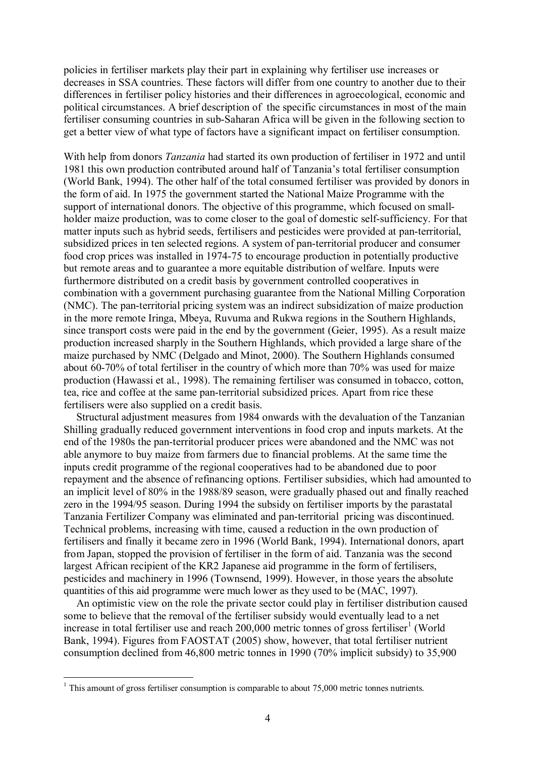policies in fertiliser markets play their part in explaining why fertiliser use increases or decreases in SSA countries. These factors will differ from one country to another due to their differences in fertiliser policy histories and their differences in agroecological, economic and political circumstances. A brief description of the specific circumstances in most of the main fertiliser consuming countries in sub-Saharan Africa will be given in the following section to get a better view of what type of factors have a significant impact on fertiliser consumption.

With help from donors *Tanzania* had started its own production of fertiliser in 1972 and until 1981 this own production contributed around half of Tanzania's total fertiliser consumption (World Bank, 1994). The other half of the total consumed fertiliser was provided by donors in the form of aid. In 1975 the government started the National Maize Programme with the support of international donors. The objective of this programme, which focused on small-holder maize production, was to come closer to the goal of domestic self-sufficiency. For that matter inputs such as hybrid seeds, fertilisers and pesticides were provided at pan-territorial, subsidized prices in ten selected regions. A system of pan-territorial producer and consumer food crop prices was installed in 1974-75 to encourage production in potentially productive but remote areas and to guarantee a more equitable distribution of welfare. Inputs were furthermore distributed on a credit basis by government controlled cooperatives in combination with a government purchasing guarantee from the National Milling Corporation (NMC). The pan-territorial pricing system was an indirect subsidization of maize production in the more remote Iringa, Mbeya, Ruvuma and Rukwa regions in the Southern Highlands, since transport costs were paid in the end by the government (Geier, 1995). As a result maize production increased sharply in the Southern Highlands, which provided a large share of the maize purchased by NMC (Delgado and Minot, 2000). The Southern Highlands consumed about 60-70% of total fertiliser in the country of which more than 70% was used for maize production (Hawassi et al., 1998). The remaining fertiliser was consumed in tobacco, cotton, tea, rice and coffee at the same pan-territorial subsidized prices. Apart from rice these fertilisers were also supplied on a credit basis.

Structural adjustment measures from 1984 onwards with the devaluation of the Tanzanian Shilling gradually reduced government interventions in food crop and inputs markets. At the end of the 1980s the pan-territorial producer prices were abandoned and the NMC was not able anymore to buy maize from farmers due to financial problems. At the same time the inputs credit programme of the regional cooperatives had to be abandoned due to poor repayment and the absence of refinancing options. Fertiliser subsidies, which had amounted to an implicit level of 80% in the 1988/89 season, were gradually phased out and finally reached zero in the 1994/95 season. During 1994 the subsidy on fertiliser imports by the parastatal Tanzania Fertilizer Company was eliminated and pan-territorial pricing was discontinued. Technical problems, increasing with time, caused a reduction in the own production of fertilisers and finally it became zero in 1996 (World Bank, 1994). International donors, apart from Japan, stopped the provision of fertiliser in the form of aid. Tanzania was the second largest African recipient of the KR2 Japanese aid programme in the form of fertilisers, pesticides and machinery in 1996 (Townsend, 1999). However, in those years the absolute quantities of this aid programme were much lower as they used to be (MAC, 1997).

An optimistic view on the role the private sector could play in fertiliser distribution caused some to believe that the removal of the fertiliser subsidy would eventually lead to a net increase in total fertiliser use and reach 200,000 metric tonnes of gross fertiliser[1] (World Bank, 1994). Figures from FAOSTAT (2005) show, however, that total fertiliser nutrient consumption declined from 46,800 metric tonnes in 1990 (70% implicit subsidy) to 35,900

[1] This amount of gross fertiliser consumption is comparable to about 75,000 metric tonnes nutrients.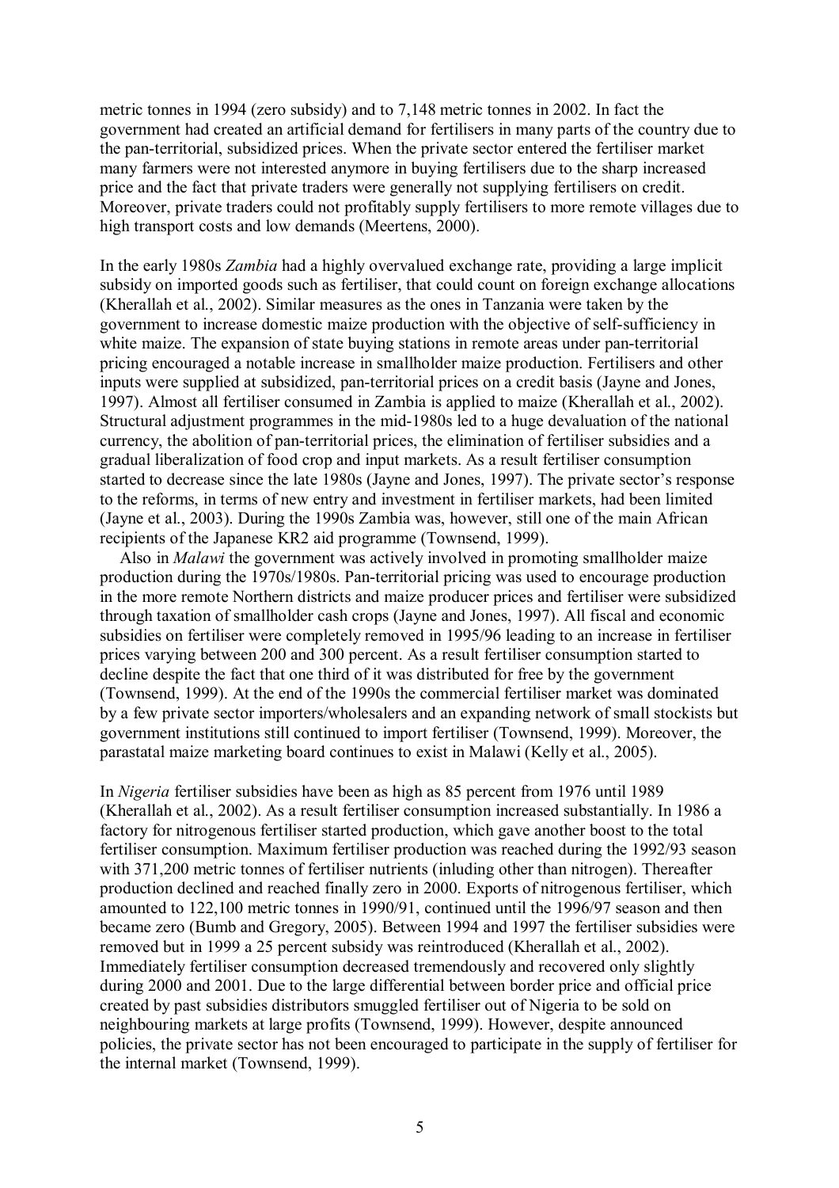metric tonnes in 1994 (zero subsidy) and to 7,148 metric tonnes in 2002. In fact the government had created an artificial demand for fertilisers in many parts of the country due to the pan-territorial, subsidized prices. When the private sector entered the fertiliser market many farmers were not interested anymore in buying fertilisers due to the sharp increased price and the fact that private traders were generally not supplying fertilisers on credit. Moreover, private traders could not profitably supply fertilisers to more remote villages due to high transport costs and low demands (Meertens, 2000).

In the early 1980s *Zambia* had a highly overvalued exchange rate, providing a large implicit subsidy on imported goods such as fertiliser, that could count on foreign exchange allocations (Kherallah et al., 2002). Similar measures as the ones in Tanzania were taken by the government to increase domestic maize production with the objective of self-sufficiency in white maize. The expansion of state buying stations in remote areas under pan-territorial pricing encouraged a notable increase in smallholder maize production. Fertilisers and other inputs were supplied at subsidized, pan-territorial prices on a credit basis (Jayne and Jones, 1997). Almost all fertiliser consumed in Zambia is applied to maize (Kherallah et al., 2002). Structural adjustment programmes in the mid-1980s led to a huge devaluation of the national currency, the abolition of pan-territorial prices, the elimination of fertiliser subsidies and a gradual liberalization of food crop and input markets. As a result fertiliser consumption started to decrease since the late 1980s (Jayne and Jones, 1997). The private sector's response to the reforms, in terms of new entry and investment in fertiliser markets, had been limited (Jayne et al., 2003). During the 1990s Zambia was, however, still one of the main African recipients of the Japanese KR2 aid programme (Townsend, 1999).

Also in *Malawi* the government was actively involved in promoting smallholder maize production during the 1970s/1980s. Pan-territorial pricing was used to encourage production in the more remote Northern districts and maize producer prices and fertiliser were subsidized through taxation of smallholder cash crops (Jayne and Jones, 1997). All fiscal and economic subsidies on fertiliser were completely removed in 1995/96 leading to an increase in fertiliser prices varying between 200 and 300 percent. As a result fertiliser consumption started to decline despite the fact that one third of it was distributed for free by the government (Townsend, 1999). At the end of the 1990s the commercial fertiliser market was dominated by a few private sector importers/wholesalers and an expanding network of small stockists but government institutions still continued to import fertiliser (Townsend, 1999). Moreover, the parastatal maize marketing board continues to exist in Malawi (Kelly et al., 2005).

In *Nigeria* fertiliser subsidies have been as high as 85 percent from 1976 until 1989 (Kherallah et al., 2002). As a result fertiliser consumption increased substantially. In 1986 a factory for nitrogenous fertiliser started production, which gave another boost to the total fertiliser consumption. Maximum fertiliser production was reached during the 1992/93 season with 371,200 metric tonnes of fertiliser nutrients (inluding other than nitrogen). Thereafter production declined and reached finally zero in 2000. Exports of nitrogenous fertiliser, which amounted to 122,100 metric tonnes in 1990/91, continued until the 1996/97 season and then became zero (Bumb and Gregory, 2005). Between 1994 and 1997 the fertiliser subsidies were removed but in 1999 a 25 percent subsidy was reintroduced (Kherallah et al., 2002). Immediately fertiliser consumption decreased tremendously and recovered only slightly during 2000 and 2001. Due to the large differential between border price and official price created by past subsidies distributors smuggled fertiliser out of Nigeria to be sold on neighbouring markets at large profits (Townsend, 1999). However, despite announced policies, the private sector has not been encouraged to participate in the supply of fertiliser for the internal market (Townsend, 1999).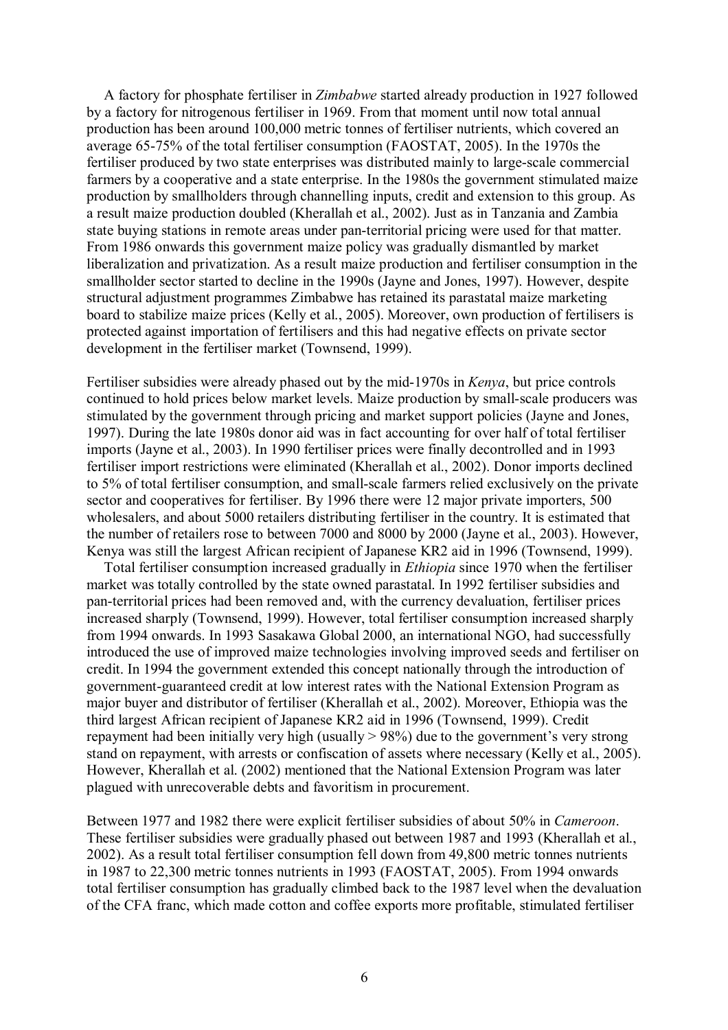A factory for phosphate fertiliser in *Zimbabwe* started already production in 1927 followed by a factory for nitrogenous fertiliser in 1969. From that moment until now total annual production has been around 100,000 metric tonnes of fertiliser nutrients, which covered an average 65-75% of the total fertiliser consumption (FAOSTAT, 2005). In the 1970s the fertiliser produced by two state enterprises was distributed mainly to large-scale commercial farmers by a cooperative and a state enterprise. In the 1980s the government stimulated maize production by smallholders through channelling inputs, credit and extension to this group. As a result maize production doubled (Kherallah et al., 2002). Just as in Tanzania and Zambia state buying stations in remote areas under pan-territorial pricing were used for that matter. From 1986 onwards this government maize policy was gradually dismantled by market liberalization and privatization. As a result maize production and fertiliser consumption in the smallholder sector started to decline in the 1990s (Jayne and Jones, 1997). However, despite structural adjustment programmes Zimbabwe has retained its parastatal maize marketing board to stabilize maize prices (Kelly et al., 2005). Moreover, own production of fertilisers is protected against importation of fertilisers and this had negative effects on private sector development in the fertiliser market (Townsend, 1999).

Fertiliser subsidies were already phased out by the mid-1970s in *Kenya*, but price controls continued to hold prices below market levels. Maize production by small-scale producers was stimulated by the government through pricing and market support policies (Jayne and Jones, 1997). During the late 1980s donor aid was in fact accounting for over half of total fertiliser imports (Jayne et al., 2003). In 1990 fertiliser prices were finally decontrolled and in 1993 fertiliser import restrictions were eliminated (Kherallah et al., 2002). Donor imports declined to 5% of total fertiliser consumption, and small-scale farmers relied exclusively on the private sector and cooperatives for fertiliser. By 1996 there were 12 major private importers, 500 wholesalers, and about 5000 retailers distributing fertiliser in the country. It is estimated that the number of retailers rose to between 7000 and 8000 by 2000 (Jayne et al., 2003). However, Kenya was still the largest African recipient of Japanese KR2 aid in 1996 (Townsend, 1999).

Total fertiliser consumption increased gradually in *Ethiopia* since 1970 when the fertiliser market was totally controlled by the state owned parastatal. In 1992 fertiliser subsidies and pan-territorial prices had been removed and, with the currency devaluation, fertiliser prices increased sharply (Townsend, 1999). However, total fertiliser consumption increased sharply from 1994 onwards. In 1993 Sasakawa Global 2000, an international NGO, had successfully introduced the use of improved maize technologies involving improved seeds and fertiliser on credit. In 1994 the government extended this concept nationally through the introduction of government-guaranteed credit at low interest rates with the National Extension Program as major buyer and distributor of fertiliser (Kherallah et al., 2002). Moreover, Ethiopia was the third largest African recipient of Japanese KR2 aid in 1996 (Townsend, 1999). Credit repayment had been initially very high (usually > 98%) due to the government's very strong stand on repayment, with arrests or confiscation of assets where necessary (Kelly et al., 2005). However, Kherallah et al. (2002) mentioned that the National Extension Program was later plagued with unrecoverable debts and favoritism in procurement.

Between 1977 and 1982 there were explicit fertiliser subsidies of about 50% in *Cameroon*. These fertiliser subsidies were gradually phased out between 1987 and 1993 (Kherallah et al., 2002). As a result total fertiliser consumption fell down from 49,800 metric tonnes nutrients in 1987 to 22,300 metric tonnes nutrients in 1993 (FAOSTAT, 2005). From 1994 onwards total fertiliser consumption has gradually climbed back to the 1987 level when the devaluation of the CFA franc, which made cotton and coffee exports more profitable, stimulated fertiliser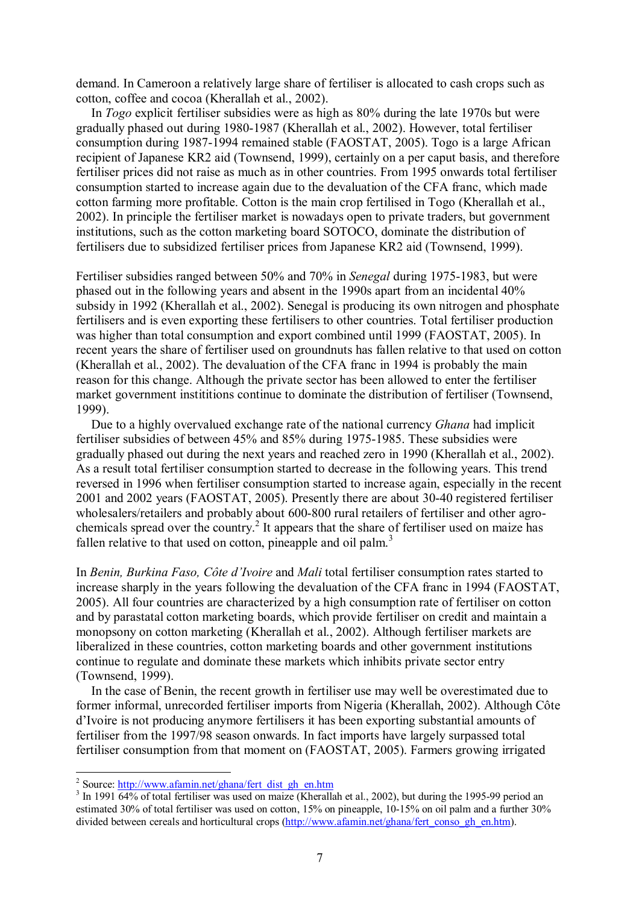demand. In Cameroon a relatively large share of fertiliser is allocated to cash crops such as cotton, coffee and cocoa (Kherallah et al., 2002).

In *Togo* explicit fertiliser subsidies were as high as 80% during the late 1970s but were gradually phased out during 1980-1987 (Kherallah et al., 2002). However, total fertiliser consumption during 1987-1994 remained stable (FAOSTAT, 2005). Togo is a large African recipient of Japanese KR2 aid (Townsend, 1999), certainly on a per caput basis, and therefore fertiliser prices did not raise as much as in other countries. From 1995 onwards total fertiliser consumption started to increase again due to the devaluation of the CFA franc, which made cotton farming more profitable. Cotton is the main crop fertilised in Togo (Kherallah et al., 2002). In principle the fertiliser market is nowadays open to private traders, but government institutions, such as the cotton marketing board SOTOCO, dominate the distribution of fertilisers due to subsidized fertiliser prices from Japanese KR2 aid (Townsend, 1999).

Fertiliser subsidies ranged between 50% and 70% in *Senegal* during 1975-1983, but were phased out in the following years and absent in the 1990s apart from an incidental 40% subsidy in 1992 (Kherallah et al., 2002). Senegal is producing its own nitrogen and phosphate fertilisers and is even exporting these fertilisers to other countries. Total fertiliser production was higher than total consumption and export combined until 1999 (FAOSTAT, 2005). In recent years the share of fertiliser used on groundnuts has fallen relative to that used on cotton (Kherallah et al., 2002). The devaluation of the CFA franc in 1994 is probably the main reason for this change. Although the private sector has been allowed to enter the fertiliser market government instititions continue to dominate the distribution of fertiliser (Townsend, 1999).

Due to a highly overvalued exchange rate of the national currency *Ghana* had implicit fertiliser subsidies of between 45% and 85% during 1975-1985. These subsidies were gradually phased out during the next years and reached zero in 1990 (Kherallah et al., 2002). As a result total fertiliser consumption started to decrease in the following years. This trend reversed in 1996 when fertiliser consumption started to increase again, especially in the recent 2001 and 2002 years (FAOSTAT, 2005). Presently there are about 30-40 registered fertiliser wholesalers/retailers and probably about 600-800 rural retailers of fertiliser and other agro-chemicals spread over the country.[2] It appears that the share of fertiliser used on maize has fallen relative to that used on cotton, pineapple and oil palm.[3]

In *Benin, Burkina Faso, Côte d'Ivoire* and *Mali* total fertiliser consumption rates started to increase sharply in the years following the devaluation of the CFA franc in 1994 (FAOSTAT, 2005). All four countries are characterized by a high consumption rate of fertiliser on cotton and by parastatal cotton marketing boards, which provide fertiliser on credit and maintain a monopsony on cotton marketing (Kherallah et al., 2002). Although fertiliser markets are liberalized in these countries, cotton marketing boards and other government institutions continue to regulate and dominate these markets which inhibits private sector entry (Townsend, 1999).

In the case of Benin, the recent growth in fertiliser use may well be overestimated due to former informal, unrecorded fertiliser imports from Nigeria (Kherallah, 2002). Although Côte d'Ivoire is not producing anymore fertilisers it has been exporting substantial amounts of fertiliser from the 1997/98 season onwards. In fact imports have largely surpassed total fertiliser consumption from that moment on (FAOSTAT, 2005). Farmers growing irrigated

---

[2] Source: http://www.afamin.net/ghana/fert_dist_gh_en.htm

[3] In 1991 64% of total fertiliser was used on maize (Kherallah et al., 2002), but during the 1995-99 period an estimated 30% of total fertiliser was used on cotton, 15% on pineapple, 10-15% on oil palm and a further 30% divided between cereals and horticultural crops (http://www.afamin.net/ghana/fert_conso_gh_en.htm).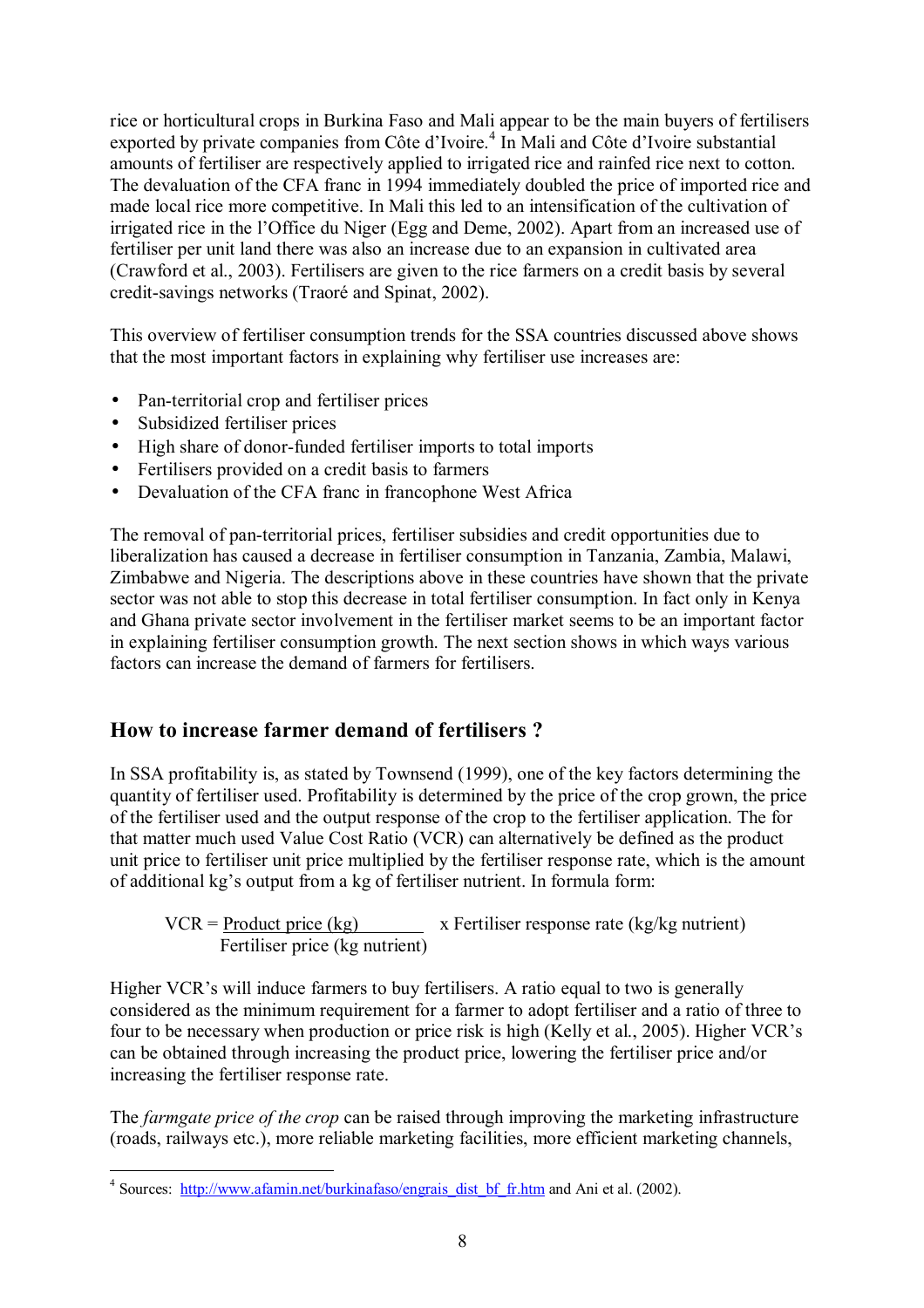rice or horticultural crops in Burkina Faso and Mali appear to be the main buyers of fertilisers exported by private companies from Côte d'Ivoire.[4] In Mali and Côte d'Ivoire substantial amounts of fertiliser are respectively applied to irrigated rice and rainfed rice next to cotton. The devaluation of the CFA franc in 1994 immediately doubled the price of imported rice and made local rice more competitive. In Mali this led to an intensification of the cultivation of irrigated rice in the l'Office du Niger (Egg and Deme, 2002). Apart from an increased use of fertiliser per unit land there was also an increase due to an expansion in cultivated area (Crawford et al., 2003). Fertilisers are given to the rice farmers on a credit basis by several credit-savings networks (Traoré and Spinat, 2002).

This overview of fertiliser consumption trends for the SSA countries discussed above shows that the most important factors in explaining why fertiliser use increases are:

- Pan-territorial crop and fertiliser prices
- Subsidized fertiliser prices
- High share of donor-funded fertiliser imports to total imports
- Fertilisers provided on a credit basis to farmers
- Devaluation of the CFA franc in francophone West Africa

The removal of pan-territorial prices, fertiliser subsidies and credit opportunities due to liberalization has caused a decrease in fertiliser consumption in Tanzania, Zambia, Malawi, Zimbabwe and Nigeria. The descriptions above in these countries have shown that the private sector was not able to stop this decrease in total fertiliser consumption. In fact only in Kenya and Ghana private sector involvement in the fertiliser market seems to be an important factor in explaining fertiliser consumption growth. The next section shows in which ways various factors can increase the demand of farmers for fertilisers.

## How to increase farmer demand of fertilisers ?

In SSA profitability is, as stated by Townsend (1999), one of the key factors determining the quantity of fertiliser used. Profitability is determined by the price of the crop grown, the price of the fertiliser used and the output response of the crop to the fertiliser application. The for that matter much used Value Cost Ratio (VCR) can alternatively be defined as the product unit price to fertiliser unit price multiplied by the fertiliser response rate, which is the amount of additional kg's output from a kg of fertiliser nutrient. In formula form:

$$\text{VCR} = \frac{\text{Product price (kg)}}{\text{Fertiliser price (kg nutrient)}} \times \text{Fertiliser response rate (kg/kg nutrient)}$$

Higher VCR's will induce farmers to buy fertilisers. A ratio equal to two is generally considered as the minimum requirement for a farmer to adopt fertiliser and a ratio of three to four to be necessary when production or price risk is high (Kelly et al., 2005). Higher VCR's can be obtained through increasing the product price, lowering the fertiliser price and/or increasing the fertiliser response rate.

The *farmgate price of the crop* can be raised through improving the marketing infrastructure (roads, railways etc.), more reliable marketing facilities, more efficient marketing channels,

[4] Sources: http://www.afamin.net/burkinafaso/engrais_dist_bf_fr.htm and Ani et al. (2002).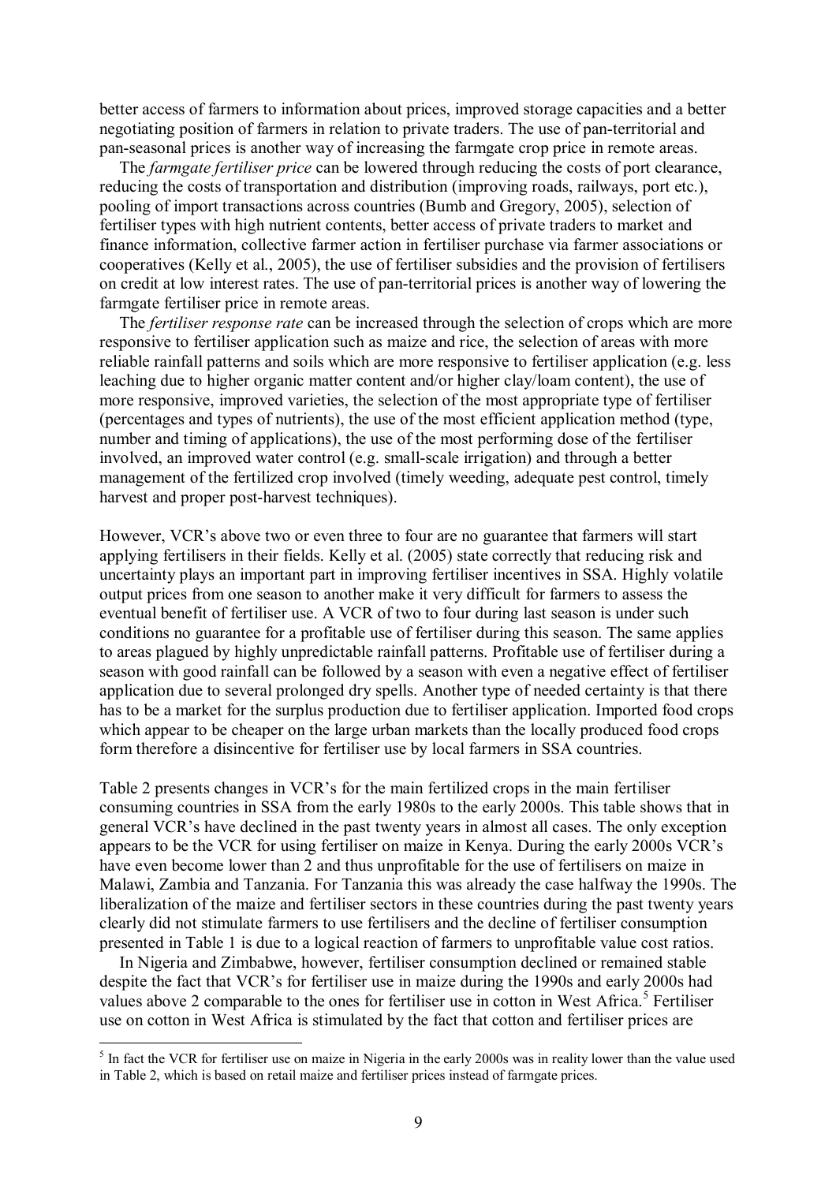better access of farmers to information about prices, improved storage capacities and a better negotiating position of farmers in relation to private traders. The use of pan-territorial and pan-seasonal prices is another way of increasing the farmgate crop price in remote areas.

The *farmgate fertiliser price* can be lowered through reducing the costs of port clearance, reducing the costs of transportation and distribution (improving roads, railways, port etc.), pooling of import transactions across countries (Bumb and Gregory, 2005), selection of fertiliser types with high nutrient contents, better access of private traders to market and finance information, collective farmer action in fertiliser purchase via farmer associations or cooperatives (Kelly et al., 2005), the use of fertiliser subsidies and the provision of fertilisers on credit at low interest rates. The use of pan-territorial prices is another way of lowering the farmgate fertiliser price in remote areas.

The *fertiliser response rate* can be increased through the selection of crops which are more responsive to fertiliser application such as maize and rice, the selection of areas with more reliable rainfall patterns and soils which are more responsive to fertiliser application (e.g. less leaching due to higher organic matter content and/or higher clay/loam content), the use of more responsive, improved varieties, the selection of the most appropriate type of fertiliser (percentages and types of nutrients), the use of the most efficient application method (type, number and timing of applications), the use of the most performing dose of the fertiliser involved, an improved water control (e.g. small-scale irrigation) and through a better management of the fertilized crop involved (timely weeding, adequate pest control, timely harvest and proper post-harvest techniques).

However, VCR's above two or even three to four are no guarantee that farmers will start applying fertilisers in their fields. Kelly et al. (2005) state correctly that reducing risk and uncertainty plays an important part in improving fertiliser incentives in SSA. Highly volatile output prices from one season to another make it very difficult for farmers to assess the eventual benefit of fertiliser use. A VCR of two to four during last season is under such conditions no guarantee for a profitable use of fertiliser during this season. The same applies to areas plagued by highly unpredictable rainfall patterns. Profitable use of fertiliser during a season with good rainfall can be followed by a season with even a negative effect of fertiliser application due to several prolonged dry spells. Another type of needed certainty is that there has to be a market for the surplus production due to fertiliser application. Imported food crops which appear to be cheaper on the large urban markets than the locally produced food crops form therefore a disincentive for fertiliser use by local farmers in SSA countries.

Table 2 presents changes in VCR's for the main fertilized crops in the main fertiliser consuming countries in SSA from the early 1980s to the early 2000s. This table shows that in general VCR's have declined in the past twenty years in almost all cases. The only exception appears to be the VCR for using fertiliser on maize in Kenya. During the early 2000s VCR's have even become lower than 2 and thus unprofitable for the use of fertilisers on maize in Malawi, Zambia and Tanzania. For Tanzania this was already the case halfway the 1990s. The liberalization of the maize and fertiliser sectors in these countries during the past twenty years clearly did not stimulate farmers to use fertilisers and the decline of fertiliser consumption presented in Table 1 is due to a logical reaction of farmers to unprofitable value cost ratios.

In Nigeria and Zimbabwe, however, fertiliser consumption declined or remained stable despite the fact that VCR's for fertiliser use in maize during the 1990s and early 2000s had values above 2 comparable to the ones for fertiliser use in cotton in West Africa.[5] Fertiliser use on cotton in West Africa is stimulated by the fact that cotton and fertiliser prices are

[5] In fact the VCR for fertiliser use on maize in Nigeria in the early 2000s was in reality lower than the value used in Table 2, which is based on retail maize and fertiliser prices instead of farmgate prices.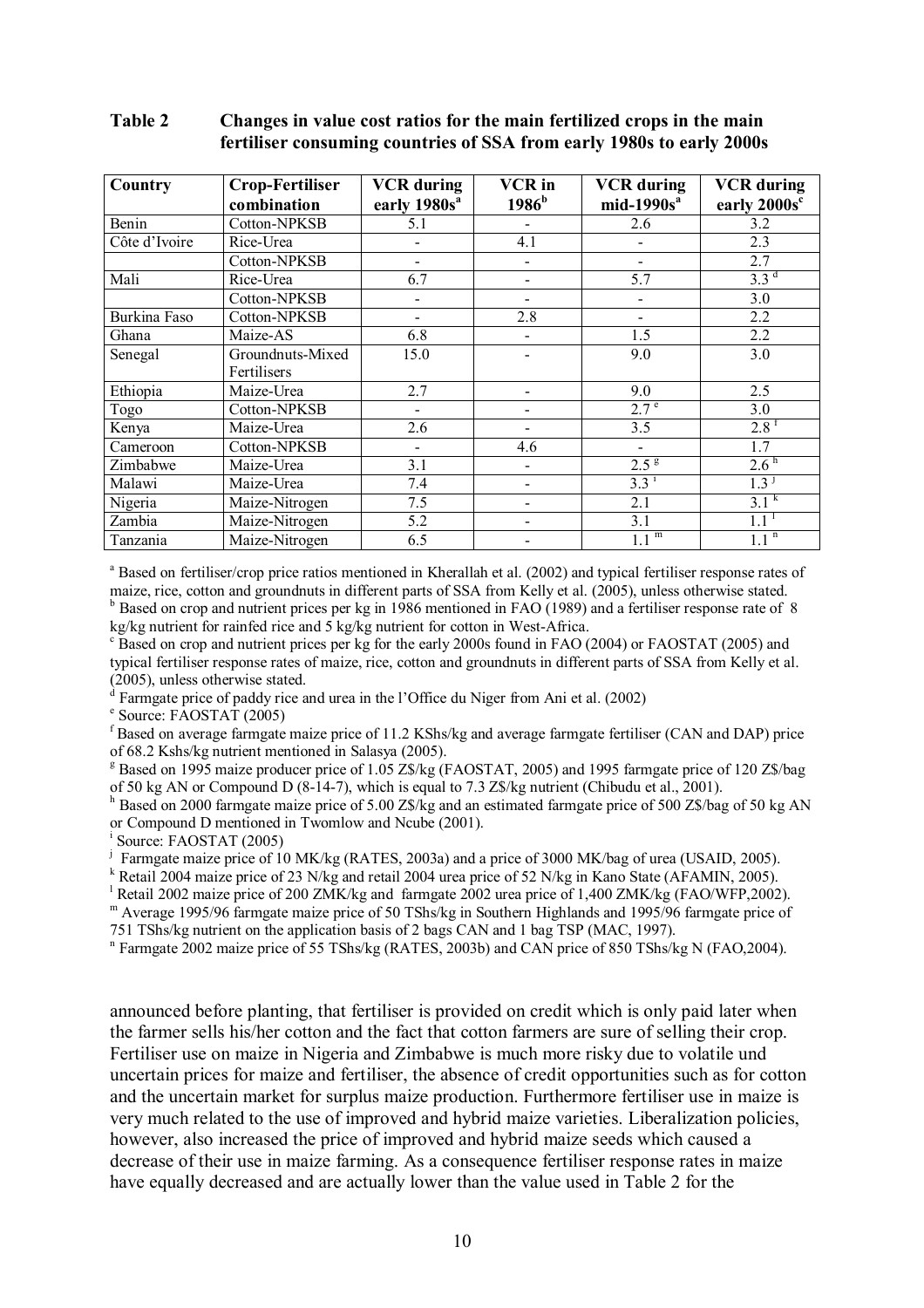**Table 2 Changes in value cost ratios for the main fertilized crops in the main fertiliser consuming countries of SSA from early 1980s to early 2000s**

| Country | Crop-Fertiliser combination | VCR during early 1980s[a] | VCR in 1986[b] | VCR during mid-1990s[a] | VCR during early 2000s[c] |
|---|---|---|---|---|---|
| Benin | Cotton-NPKSB | 5.1 | - | 2.6 | 3.2 |
| Côte d'Ivoire | Rice-Urea | - | 4.1 | - | 2.3 |
| | Cotton-NPKSB | - | - | - | 2.7 |
| Mali | Rice-Urea | 6.7 | - | 5.7 | 3.3 [d] |
| | Cotton-NPKSB | - | - | - | 3.0 |
| Burkina Faso | Cotton-NPKSB | - | 2.8 | - | 2.2 |
| Ghana | Maize-AS | 6.8 | - | 1.5 | 2.2 |
| Senegal | Groundnuts-Mixed Fertilisers | 15.0 | - | 9.0 | 3.0 |
| Ethiopia | Maize-Urea | 2.7 | - | 9.0 | 2.5 |
| Togo | Cotton-NPKSB | - | - | 2.7 [e] | 3.0 |
| Kenya | Maize-Urea | 2.6 | - | 3.5 | 2.8 [f] |
| Cameroon | Cotton-NPKSB | - | 4.6 | - | 1.7 |
| Zimbabwe | Maize-Urea | 3.1 | - | 2.5 [g] | 2.6 [h] |
| Malawi | Maize-Urea | 7.4 | - | 3.3 [i] | 1.3 [j] |
| Nigeria | Maize-Nitrogen | 7.5 | - | 2.1 | 3.1 [k] |
| Zambia | Maize-Nitrogen | 5.2 | - | 3.1 | 1.1 [l] |
| Tanzania | Maize-Nitrogen | 6.5 | - | 1.1 [m] | 1.1 [n] |

[a] Based on fertiliser/crop price ratios mentioned in Kherallah et al. (2002) and typical fertiliser response rates of maize, rice, cotton and groundnuts in different parts of SSA from Kelly et al. (2005), unless otherwise stated.
[b] Based on crop and nutrient prices per kg in 1986 mentioned in FAO (1989) and a fertiliser response rate of 8 kg/kg nutrient for rainfed rice and 5 kg/kg nutrient for cotton in West-Africa.
[c] Based on crop and nutrient prices per kg for the early 2000s found in FAO (2004) or FAOSTAT (2005) and typical fertiliser response rates of maize, rice, cotton and groundnuts in different parts of SSA from Kelly et al. (2005), unless otherwise stated.
[d] Farmgate price of paddy rice and urea in the l'Office du Niger from Ani et al. (2002)
[e] Source: FAOSTAT (2005)
[f] Based on average farmgate maize price of 11.2 KShs/kg and average farmgate fertiliser (CAN and DAP) price of 68.2 Kshs/kg nutrient mentioned in Salasya (2005).
[g] Based on 1995 maize producer price of 1.05 Z$/kg (FAOSTAT, 2005) and 1995 farmgate price of 120 Z$/bag of 50 kg AN or Compound D (8-14-7), which is equal to 7.3 Z$/kg nutrient (Chibudu et al., 2001).
[h] Based on 2000 farmgate maize price of 5.00 Z$/kg and an estimated farmgate price of 500 Z$/bag of 50 kg AN or Compound D mentioned in Twomlow and Ncube (2001).
[i] Source: FAOSTAT (2005)
[j] Farmgate maize price of 10 MK/kg (RATES, 2003a) and a price of 3000 MK/bag of urea (USAID, 2005).
[k] Retail 2004 maize price of 23 N/kg and retail 2004 urea price of 52 N/kg in Kano State (AFAMIN, 2005).
[l] Retail 2002 maize price of 200 ZMK/kg and farmgate 2002 urea price of 1,400 ZMK/kg (FAO/WFP,2002).
[m] Average 1995/96 farmgate maize price of 50 TShs/kg in Southern Highlands and 1995/96 farmgate price of 751 TShs/kg nutrient on the application basis of 2 bags CAN and 1 bag TSP (MAC, 1997).
[n] Farmgate 2002 maize price of 55 TShs/kg (RATES, 2003b) and CAN price of 850 TShs/kg N (FAO,2004).

announced before planting, that fertiliser is provided on credit which is only paid later when the farmer sells his/her cotton and the fact that cotton farmers are sure of selling their crop. Fertiliser use on maize in Nigeria and Zimbabwe is much more risky due to volatile und uncertain prices for maize and fertiliser, the absence of credit opportunities such as for cotton and the uncertain market for surplus maize production. Furthermore fertiliser use in maize is very much related to the use of improved and hybrid maize varieties. Liberalization policies, however, also increased the price of improved and hybrid maize seeds which caused a decrease of their use in maize farming. As a consequence fertiliser response rates in maize have equally decreased and are actually lower than the value used in Table 2 for the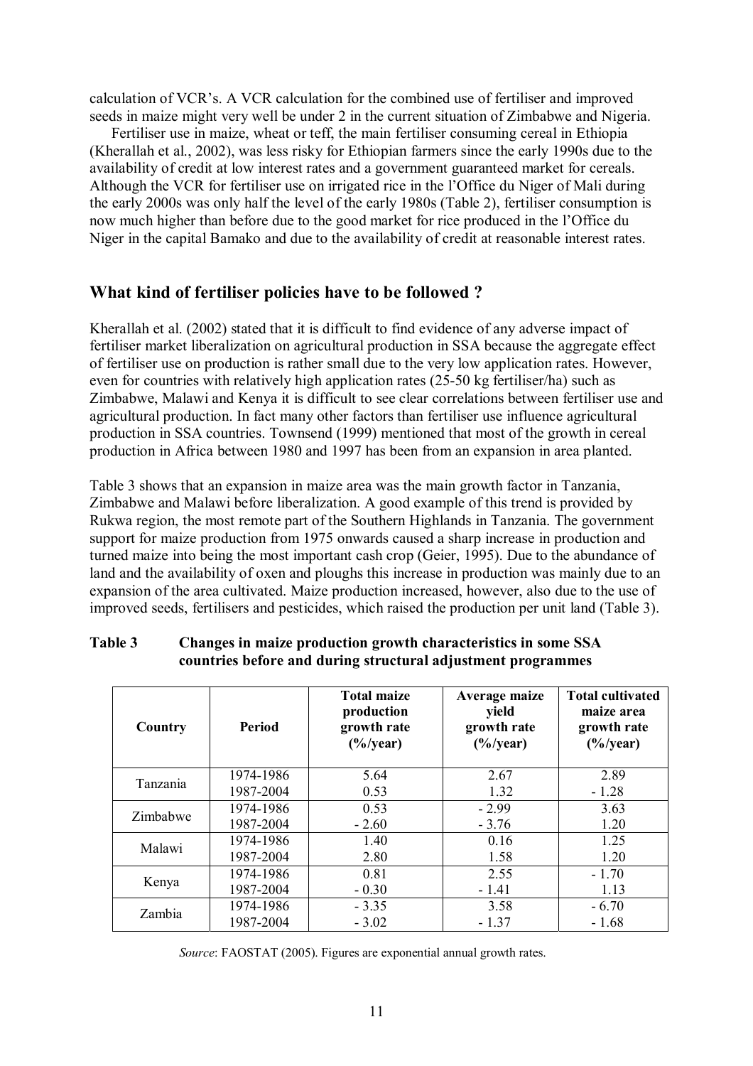calculation of VCR's. A VCR calculation for the combined use of fertiliser and improved seeds in maize might very well be under 2 in the current situation of Zimbabwe and Nigeria.

Fertiliser use in maize, wheat or teff, the main fertiliser consuming cereal in Ethiopia (Kherallah et al., 2002), was less risky for Ethiopian farmers since the early 1990s due to the availability of credit at low interest rates and a government guaranteed market for cereals. Although the VCR for fertiliser use on irrigated rice in the l'Office du Niger of Mali during the early 2000s was only half the level of the early 1980s (Table 2), fertiliser consumption is now much higher than before due to the good market for rice produced in the l'Office du Niger in the capital Bamako and due to the availability of credit at reasonable interest rates.

## What kind of fertiliser policies have to be followed ?

Kherallah et al. (2002) stated that it is difficult to find evidence of any adverse impact of fertiliser market liberalization on agricultural production in SSA because the aggregate effect of fertiliser use on production is rather small due to the very low application rates. However, even for countries with relatively high application rates (25-50 kg fertiliser/ha) such as Zimbabwe, Malawi and Kenya it is difficult to see clear correlations between fertiliser use and agricultural production. In fact many other factors than fertiliser use influence agricultural production in SSA countries. Townsend (1999) mentioned that most of the growth in cereal production in Africa between 1980 and 1997 has been from an expansion in area planted.

Table 3 shows that an expansion in maize area was the main growth factor in Tanzania, Zimbabwe and Malawi before liberalization. A good example of this trend is provided by Rukwa region, the most remote part of the Southern Highlands in Tanzania. The government support for maize production from 1975 onwards caused a sharp increase in production and turned maize into being the most important cash crop (Geier, 1995). Due to the abundance of land and the availability of oxen and ploughs this increase in production was mainly due to an expansion of the area cultivated. Maize production increased, however, also due to the use of improved seeds, fertilisers and pesticides, which raised the production per unit land (Table 3).

**Table 3 Changes in maize production growth characteristics in some SSA countries before and during structural adjustment programmes**

| Country | Period | Total maize production growth rate (%/year) | Average maize yield growth rate (%/year) | Total cultivated maize area growth rate (%/year) |
|---|---|---|---|---|
| Tanzania | 1974-1986 | 5.64 | 2.67 | 2.89 |
| | 1987-2004 | 0.53 | 1.32 | - 1.28 |
| Zimbabwe | 1974-1986 | 0.53 | - 2.99 | 3.63 |
| | 1987-2004 | - 2.60 | - 3.76 | 1.20 |
| Malawi | 1974-1986 | 1.40 | 0.16 | 1.25 |
| | 1987-2004 | 2.80 | 1.58 | 1.20 |
| Kenya | 1974-1986 | 0.81 | 2.55 | - 1.70 |
| | 1987-2004 | - 0.30 | - 1.41 | 1.13 |
| Zambia | 1974-1986 | - 3.35 | 3.58 | - 6.70 |
| | 1987-2004 | - 3.02 | - 1.37 | - 1.68 |

*Source*: FAOSTAT (2005). Figures are exponential annual growth rates.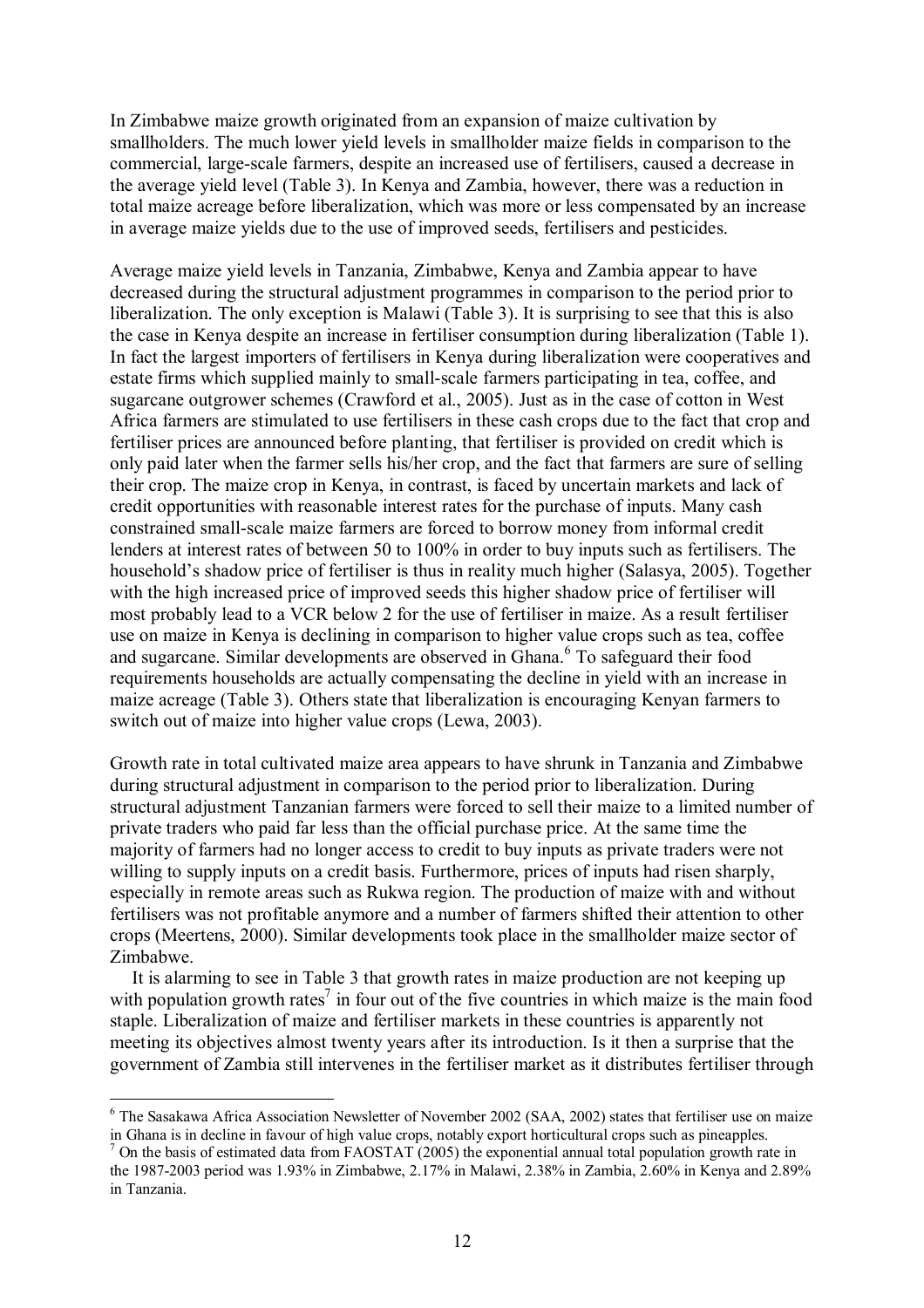In Zimbabwe maize growth originated from an expansion of maize cultivation by smallholders. The much lower yield levels in smallholder maize fields in comparison to the commercial, large-scale farmers, despite an increased use of fertilisers, caused a decrease in the average yield level (Table 3). In Kenya and Zambia, however, there was a reduction in total maize acreage before liberalization, which was more or less compensated by an increase in average maize yields due to the use of improved seeds, fertilisers and pesticides.

Average maize yield levels in Tanzania, Zimbabwe, Kenya and Zambia appear to have decreased during the structural adjustment programmes in comparison to the period prior to liberalization. The only exception is Malawi (Table 3). It is surprising to see that this is also the case in Kenya despite an increase in fertiliser consumption during liberalization (Table 1). In fact the largest importers of fertilisers in Kenya during liberalization were cooperatives and estate firms which supplied mainly to small-scale farmers participating in tea, coffee, and sugarcane outgrower schemes (Crawford et al., 2005). Just as in the case of cotton in West Africa farmers are stimulated to use fertilisers in these cash crops due to the fact that crop and fertiliser prices are announced before planting, that fertiliser is provided on credit which is only paid later when the farmer sells his/her crop, and the fact that farmers are sure of selling their crop. The maize crop in Kenya, in contrast, is faced by uncertain markets and lack of credit opportunities with reasonable interest rates for the purchase of inputs. Many cash constrained small-scale maize farmers are forced to borrow money from informal credit lenders at interest rates of between 50 to 100% in order to buy inputs such as fertilisers. The household's shadow price of fertiliser is thus in reality much higher (Salasya, 2005). Together with the high increased price of improved seeds this higher shadow price of fertiliser will most probably lead to a VCR below 2 for the use of fertiliser in maize. As a result fertiliser use on maize in Kenya is declining in comparison to higher value crops such as tea, coffee and sugarcane. Similar developments are observed in Ghana.[6] To safeguard their food requirements households are actually compensating the decline in yield with an increase in maize acreage (Table 3). Others state that liberalization is encouraging Kenyan farmers to switch out of maize into higher value crops (Lewa, 2003).

Growth rate in total cultivated maize area appears to have shrunk in Tanzania and Zimbabwe during structural adjustment in comparison to the period prior to liberalization. During structural adjustment Tanzanian farmers were forced to sell their maize to a limited number of private traders who paid far less than the official purchase price. At the same time the majority of farmers had no longer access to credit to buy inputs as private traders were not willing to supply inputs on a credit basis. Furthermore, prices of inputs had risen sharply, especially in remote areas such as Rukwa region. The production of maize with and without fertilisers was not profitable anymore and a number of farmers shifted their attention to other crops (Meertens, 2000). Similar developments took place in the smallholder maize sector of Zimbabwe.

It is alarming to see in Table 3 that growth rates in maize production are not keeping up with population growth rates[7] in four out of the five countries in which maize is the main food staple. Liberalization of maize and fertiliser markets in these countries is apparently not meeting its objectives almost twenty years after its introduction. Is it then a surprise that the government of Zambia still intervenes in the fertiliser market as it distributes fertiliser through

---

[6] The Sasakawa Africa Association Newsletter of November 2002 (SAA, 2002) states that fertiliser use on maize in Ghana is in decline in favour of high value crops, notably export horticultural crops such as pineapples.

[7] On the basis of estimated data from FAOSTAT (2005) the exponential annual total population growth rate in the 1987-2003 period was 1.93% in Zimbabwe, 2.17% in Malawi, 2.38% in Zambia, 2.60% in Kenya and 2.89% in Tanzania.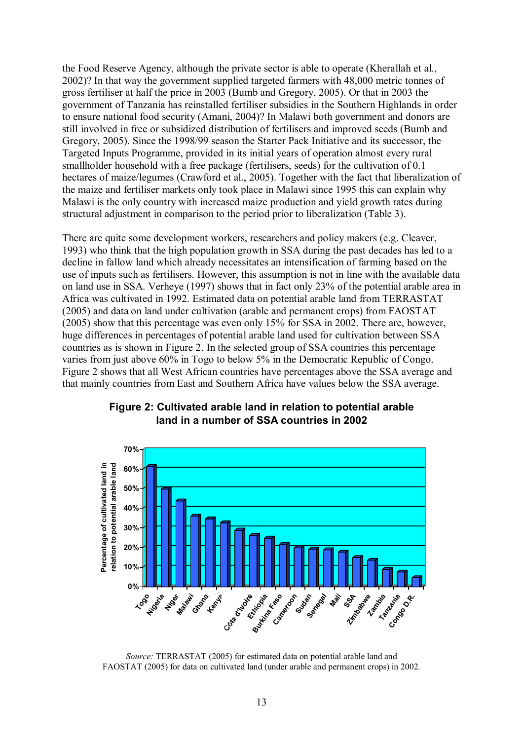the Food Reserve Agency, although the private sector is able to operate (Kherallah et al., 2002)? In that way the government supplied targeted farmers with 48,000 metric tonnes of gross fertiliser at half the price in 2003 (Bumb and Gregory, 2005). Or that in 2003 the government of Tanzania has reinstalled fertiliser subsidies in the Southern Highlands in order to ensure national food security (Amani, 2004)? In Malawi both government and donors are still involved in free or subsidized distribution of fertilisers and improved seeds (Bumb and Gregory, 2005). Since the 1998/99 season the Starter Pack Initiative and its successor, the Targeted Inputs Programme, provided in its initial years of operation almost every rural smallholder household with a free package (fertilisers, seeds) for the cultivation of 0.1 hectares of maize/legumes (Crawford et al., 2005). Together with the fact that liberalization of the maize and fertiliser markets only took place in Malawi since 1995 this can explain why Malawi is the only country with increased maize production and yield growth rates during structural adjustment in comparison to the period prior to liberalization (Table 3).

There are quite some development workers, researchers and policy makers (e.g. Cleaver, 1993) who think that the high population growth in SSA during the past decades has led to a decline in fallow land which already necessitates an intensification of farming based on the use of inputs such as fertilisers. However, this assumption is not in line with the available data on land use in SSA. Verheye (1997) shows that in fact only 23% of the potential arable area in Africa was cultivated in 1992. Estimated data on potential arable land from TERRASTAT (2005) and data on land under cultivation (arable and permanent crops) from FAOSTAT (2005) show that this percentage was even only 15% for SSA in 2002. There are, however, huge differences in percentages of potential arable land used for cultivation between SSA countries as is shown in Figure 2. In the selected group of SSA countries this percentage varies from just above 60% in Togo to below 5% in the Democratic Republic of Congo. Figure 2 shows that all West African countries have percentages above the SSA average and that mainly countries from East and Southern Africa have values below the SSA average.

**Figure 2: Cultivated arable land in relation to potential arable land in a number of SSA countries in 2002**

*Source:* TERRASTAT (2005) for estimated data on potential arable land and FAOSTAT (2005) for data on cultivated land (under arable and permanent crops) in 2002.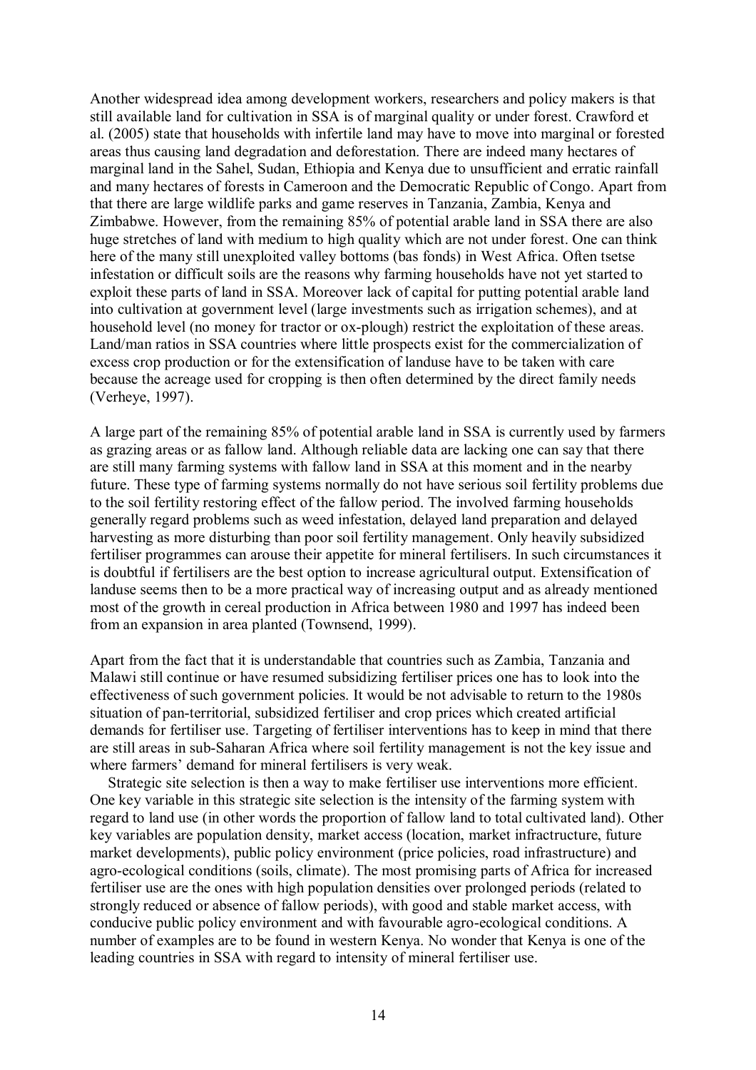Another widespread idea among development workers, researchers and policy makers is that still available land for cultivation in SSA is of marginal quality or under forest. Crawford et al. (2005) state that households with infertile land may have to move into marginal or forested areas thus causing land degradation and deforestation. There are indeed many hectares of marginal land in the Sahel, Sudan, Ethiopia and Kenya due to unsufficient and erratic rainfall and many hectares of forests in Cameroon and the Democratic Republic of Congo. Apart from that there are large wildlife parks and game reserves in Tanzania, Zambia, Kenya and Zimbabwe. However, from the remaining 85% of potential arable land in SSA there are also huge stretches of land with medium to high quality which are not under forest. One can think here of the many still unexploited valley bottoms (bas fonds) in West Africa. Often tsetse infestation or difficult soils are the reasons why farming households have not yet started to exploit these parts of land in SSA. Moreover lack of capital for putting potential arable land into cultivation at government level (large investments such as irrigation schemes), and at household level (no money for tractor or ox-plough) restrict the exploitation of these areas. Land/man ratios in SSA countries where little prospects exist for the commercialization of excess crop production or for the extensification of landuse have to be taken with care because the acreage used for cropping is then often determined by the direct family needs (Verheye, 1997).

A large part of the remaining 85% of potential arable land in SSA is currently used by farmers as grazing areas or as fallow land. Although reliable data are lacking one can say that there are still many farming systems with fallow land in SSA at this moment and in the nearby future. These type of farming systems normally do not have serious soil fertility problems due to the soil fertility restoring effect of the fallow period. The involved farming households generally regard problems such as weed infestation, delayed land preparation and delayed harvesting as more disturbing than poor soil fertility management. Only heavily subsidized fertiliser programmes can arouse their appetite for mineral fertilisers. In such circumstances it is doubtful if fertilisers are the best option to increase agricultural output. Extensification of landuse seems then to be a more practical way of increasing output and as already mentioned most of the growth in cereal production in Africa between 1980 and 1997 has indeed been from an expansion in area planted (Townsend, 1999).

Apart from the fact that it is understandable that countries such as Zambia, Tanzania and Malawi still continue or have resumed subsidizing fertiliser prices one has to look into the effectiveness of such government policies. It would be not advisable to return to the 1980s situation of pan-territorial, subsidized fertiliser and crop prices which created artificial demands for fertiliser use. Targeting of fertiliser interventions has to keep in mind that there are still areas in sub-Saharan Africa where soil fertility management is not the key issue and where farmers' demand for mineral fertilisers is very weak.

Strategic site selection is then a way to make fertiliser use interventions more efficient. One key variable in this strategic site selection is the intensity of the farming system with regard to land use (in other words the proportion of fallow land to total cultivated land). Other key variables are population density, market access (location, market infractructure, future market developments), public policy environment (price policies, road infrastructure) and agro-ecological conditions (soils, climate). The most promising parts of Africa for increased fertiliser use are the ones with high population densities over prolonged periods (related to strongly reduced or absence of fallow periods), with good and stable market access, with conducive public policy environment and with favourable agro-ecological conditions. A number of examples are to be found in western Kenya. No wonder that Kenya is one of the leading countries in SSA with regard to intensity of mineral fertiliser use.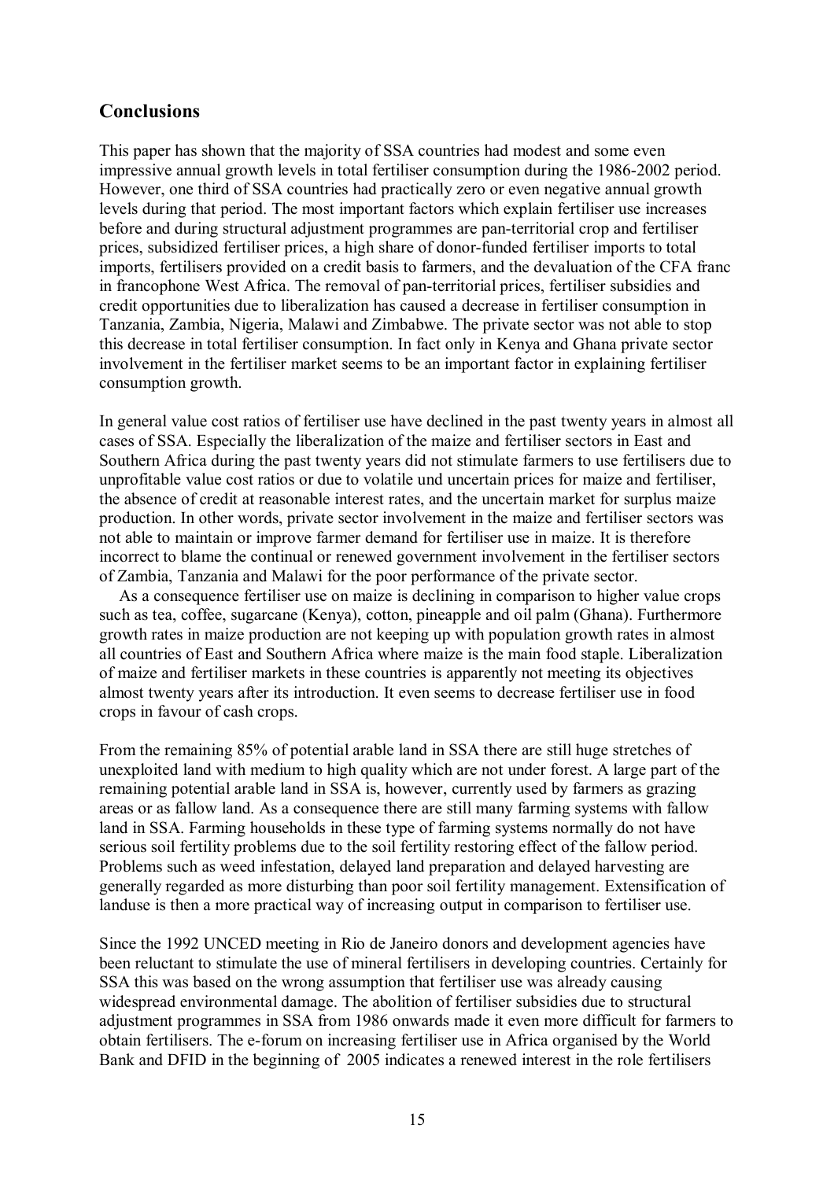## Conclusions

This paper has shown that the majority of SSA countries had modest and some even impressive annual growth levels in total fertiliser consumption during the 1986-2002 period. However, one third of SSA countries had practically zero or even negative annual growth levels during that period. The most important factors which explain fertiliser use increases before and during structural adjustment programmes are pan-territorial crop and fertiliser prices, subsidized fertiliser prices, a high share of donor-funded fertiliser imports to total imports, fertilisers provided on a credit basis to farmers, and the devaluation of the CFA franc in francophone West Africa. The removal of pan-territorial prices, fertiliser subsidies and credit opportunities due to liberalization has caused a decrease in fertiliser consumption in Tanzania, Zambia, Nigeria, Malawi and Zimbabwe. The private sector was not able to stop this decrease in total fertiliser consumption. In fact only in Kenya and Ghana private sector involvement in the fertiliser market seems to be an important factor in explaining fertiliser consumption growth.

In general value cost ratios of fertiliser use have declined in the past twenty years in almost all cases of SSA. Especially the liberalization of the maize and fertiliser sectors in East and Southern Africa during the past twenty years did not stimulate farmers to use fertilisers due to unprofitable value cost ratios or due to volatile und uncertain prices for maize and fertiliser, the absence of credit at reasonable interest rates, and the uncertain market for surplus maize production. In other words, private sector involvement in the maize and fertiliser sectors was not able to maintain or improve farmer demand for fertiliser use in maize. It is therefore incorrect to blame the continual or renewed government involvement in the fertiliser sectors of Zambia, Tanzania and Malawi for the poor performance of the private sector.

As a consequence fertiliser use on maize is declining in comparison to higher value crops such as tea, coffee, sugarcane (Kenya), cotton, pineapple and oil palm (Ghana). Furthermore growth rates in maize production are not keeping up with population growth rates in almost all countries of East and Southern Africa where maize is the main food staple. Liberalization of maize and fertiliser markets in these countries is apparently not meeting its objectives almost twenty years after its introduction. It even seems to decrease fertiliser use in food crops in favour of cash crops.

From the remaining 85% of potential arable land in SSA there are still huge stretches of unexploited land with medium to high quality which are not under forest. A large part of the remaining potential arable land in SSA is, however, currently used by farmers as grazing areas or as fallow land. As a consequence there are still many farming systems with fallow land in SSA. Farming households in these type of farming systems normally do not have serious soil fertility problems due to the soil fertility restoring effect of the fallow period. Problems such as weed infestation, delayed land preparation and delayed harvesting are generally regarded as more disturbing than poor soil fertility management. Extensification of landuse is then a more practical way of increasing output in comparison to fertiliser use.

Since the 1992 UNCED meeting in Rio de Janeiro donors and development agencies have been reluctant to stimulate the use of mineral fertilisers in developing countries. Certainly for SSA this was based on the wrong assumption that fertiliser use was already causing widespread environmental damage. The abolition of fertiliser subsidies due to structural adjustment programmes in SSA from 1986 onwards made it even more difficult for farmers to obtain fertilisers. The e-forum on increasing fertiliser use in Africa organised by the World Bank and DFID in the beginning of 2005 indicates a renewed interest in the role fertilisers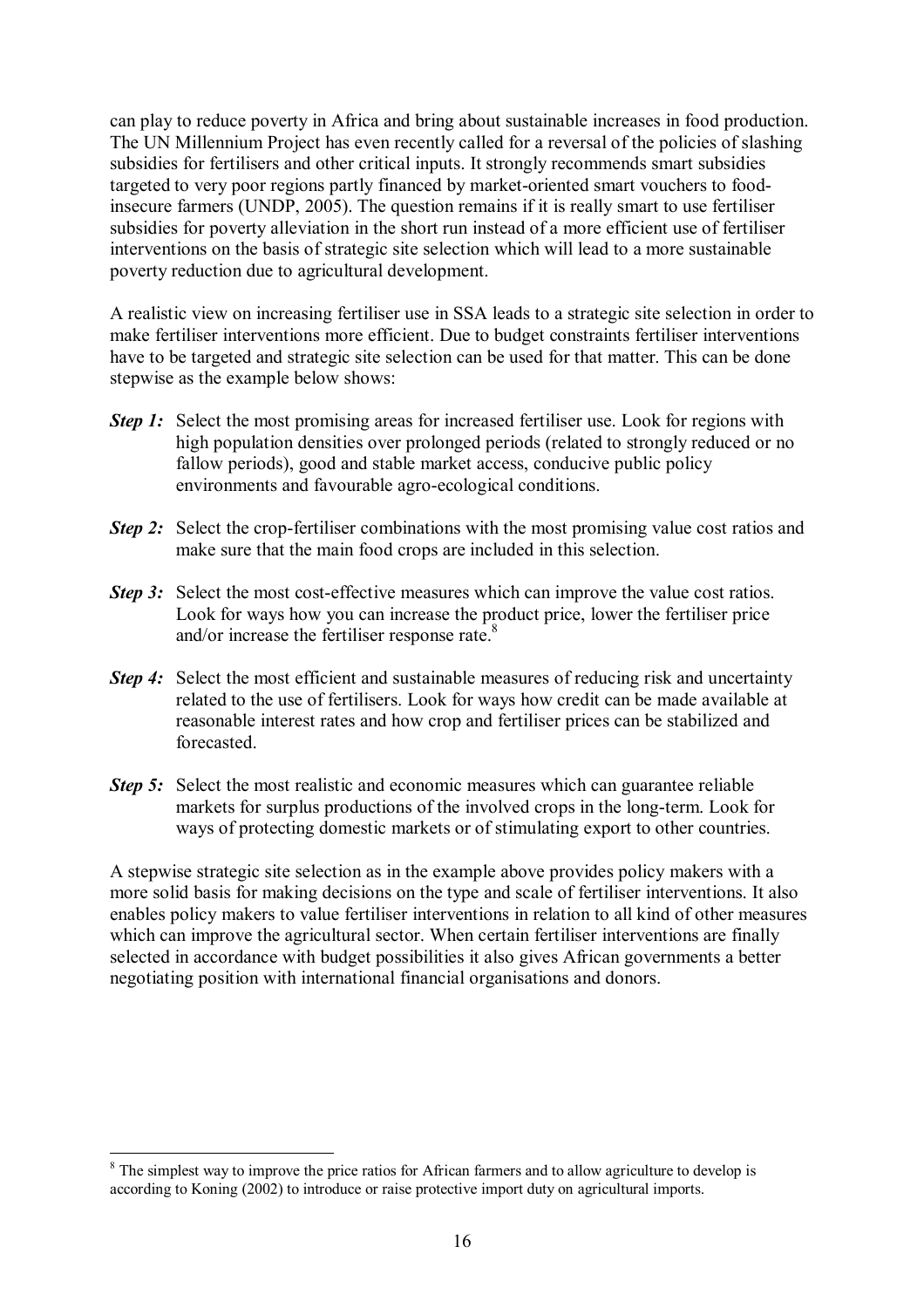can play to reduce poverty in Africa and bring about sustainable increases in food production. The UN Millennium Project has even recently called for a reversal of the policies of slashing subsidies for fertilisers and other critical inputs. It strongly recommends smart subsidies targeted to very poor regions partly financed by market-oriented smart vouchers to food-insecure farmers (UNDP, 2005). The question remains if it is really smart to use fertiliser subsidies for poverty alleviation in the short run instead of a more efficient use of fertiliser interventions on the basis of strategic site selection which will lead to a more sustainable poverty reduction due to agricultural development.

A realistic view on increasing fertiliser use in SSA leads to a strategic site selection in order to make fertiliser interventions more efficient. Due to budget constraints fertiliser interventions have to be targeted and strategic site selection can be used for that matter. This can be done stepwise as the example below shows:

***Step 1:*** Select the most promising areas for increased fertiliser use. Look for regions with high population densities over prolonged periods (related to strongly reduced or no fallow periods), good and stable market access, conducive public policy environments and favourable agro-ecological conditions.

***Step 2:*** Select the crop-fertiliser combinations with the most promising value cost ratios and make sure that the main food crops are included in this selection.

***Step 3:*** Select the most cost-effective measures which can improve the value cost ratios. Look for ways how you can increase the product price, lower the fertiliser price and/or increase the fertiliser response rate.[8]

***Step 4:*** Select the most efficient and sustainable measures of reducing risk and uncertainty related to the use of fertilisers. Look for ways how credit can be made available at reasonable interest rates and how crop and fertiliser prices can be stabilized and forecasted.

***Step 5:*** Select the most realistic and economic measures which can guarantee reliable markets for surplus productions of the involved crops in the long-term. Look for ways of protecting domestic markets or of stimulating export to other countries.

A stepwise strategic site selection as in the example above provides policy makers with a more solid basis for making decisions on the type and scale of fertiliser interventions. It also enables policy makers to value fertiliser interventions in relation to all kind of other measures which can improve the agricultural sector. When certain fertiliser interventions are finally selected in accordance with budget possibilities it also gives African governments a better negotiating position with international financial organisations and donors.

---

[8] The simplest way to improve the price ratios for African farmers and to allow agriculture to develop is according to Koning (2002) to introduce or raise protective import duty on agricultural imports.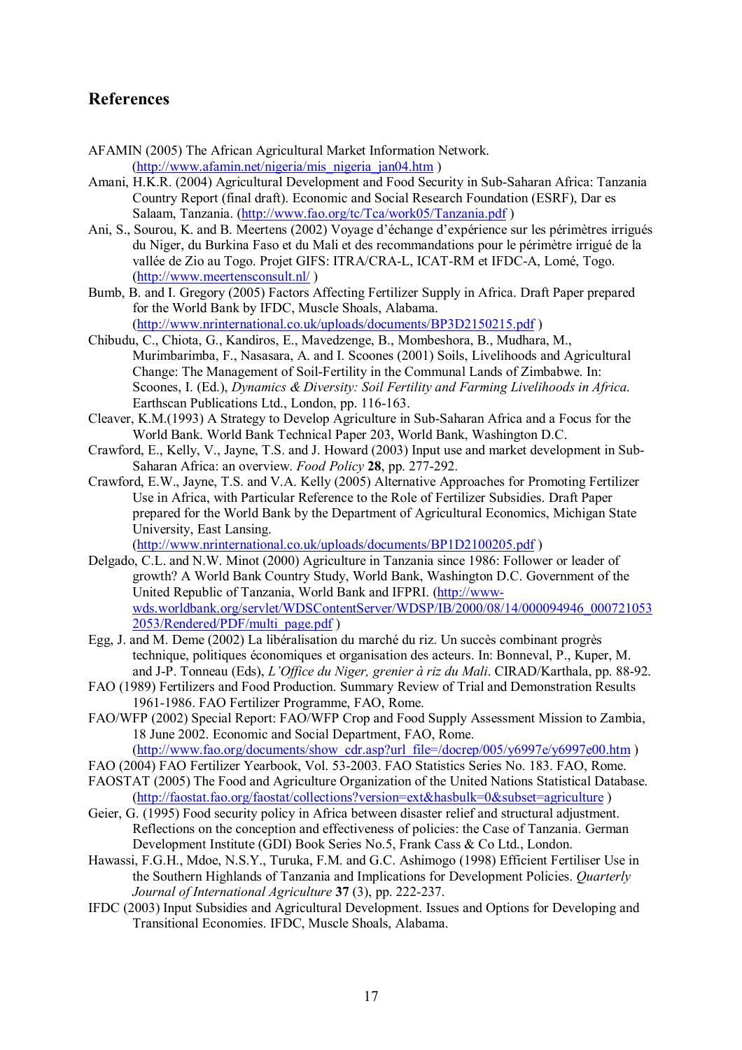## References

AFAMIN (2005) The African Agricultural Market Information Network. (http://www.afamin.net/nigeria/mis_nigeria_jan04.htm )

Amani, H.K.R. (2004) Agricultural Development and Food Security in Sub-Saharan Africa: Tanzania Country Report (final draft). Economic and Social Research Foundation (ESRF), Dar es Salaam, Tanzania. (http://www.fao.org/tc/Tca/work05/Tanzania.pdf )

Ani, S., Sourou, K. and B. Meertens (2002) Voyage d'échange d'expérience sur les périmètres irrigués du Niger, du Burkina Faso et du Mali et des recommandations pour le périmètre irrigué de la vallée de Zio au Togo. Projet GIFS: ITRA/CRA-L, ICAT-RM et IFDC-A, Lomé, Togo. (http://www.meertensconsult.nl/ )

Bumb, B. and I. Gregory (2005) Factors Affecting Fertilizer Supply in Africa. Draft Paper prepared for the World Bank by IFDC, Muscle Shoals, Alabama. (http://www.nrinternational.co.uk/uploads/documents/BP3D2150215.pdf )

Chibudu, C., Chiota, G., Kandiros, E., Mavedzenge, B., Mombeshora, B., Mudhara, M., Murimbarimba, F., Nasasara, A. and I. Scoones (2001) Soils, Livelihoods and Agricultural Change: The Management of Soil-Fertility in the Communal Lands of Zimbabwe. In: Scoones, I. (Ed.), *Dynamics & Diversity: Soil Fertility and Farming Livelihoods in Africa.* Earthscan Publications Ltd., London, pp. 116-163.

Cleaver, K.M.(1993) A Strategy to Develop Agriculture in Sub-Saharan Africa and a Focus for the World Bank. World Bank Technical Paper 203, World Bank, Washington D.C.

Crawford, E., Kelly, V., Jayne, T.S. and J. Howard (2003) Input use and market development in Sub-Saharan Africa: an overview. *Food Policy* **28**, pp. 277-292.

Crawford, E.W., Jayne, T.S. and V.A. Kelly (2005) Alternative Approaches for Promoting Fertilizer Use in Africa, with Particular Reference to the Role of Fertilizer Subsidies. Draft Paper prepared for the World Bank by the Department of Agricultural Economics, Michigan State University, East Lansing. (http://www.nrinternational.co.uk/uploads/documents/BP1D2100205.pdf )

Delgado, C.L. and N.W. Minot (2000) Agriculture in Tanzania since 1986: Follower or leader of growth? A World Bank Country Study, World Bank, Washington D.C. Government of the United Republic of Tanzania, World Bank and IFPRI. (http://www-wds.worldbank.org/servlet/WDSContentServer/WDSP/IB/2000/08/14/000094946_0007210532053/Rendered/PDF/multi_page.pdf )

Egg, J. and M. Deme (2002) La libéralisation du marché du riz. Un succès combinant progrès technique, politiques économiques et organisation des acteurs. In: Bonneval, P., Kuper, M. and J-P. Tonneau (Eds), *L'Office du Niger, grenier à riz du Mali*. CIRAD/Karthala, pp. 88-92.

FAO (1989) Fertilizers and Food Production. Summary Review of Trial and Demonstration Results 1961-1986. FAO Fertilizer Programme, FAO, Rome.

FAO/WFP (2002) Special Report: FAO/WFP Crop and Food Supply Assessment Mission to Zambia, 18 June 2002. Economic and Social Department, FAO, Rome. (http://www.fao.org/documents/show_cdr.asp?url_file=/docrep/005/y6997e/y6997e00.htm )

FAO (2004) FAO Fertilizer Yearbook, Vol. 53-2003. FAO Statistics Series No. 183. FAO, Rome.

FAOSTAT (2005) The Food and Agriculture Organization of the United Nations Statistical Database. (http://faostat.fao.org/faostat/collections?version=ext&hasbulk=0&subset=agriculture )

Geier, G. (1995) Food security policy in Africa between disaster relief and structural adjustment. Reflections on the conception and effectiveness of policies: the Case of Tanzania. German Development Institute (GDI) Book Series No.5, Frank Cass & Co Ltd., London.

Hawassi, F.G.H., Mdoe, N.S.Y., Turuka, F.M. and G.C. Ashimogo (1998) Efficient Fertiliser Use in the Southern Highlands of Tanzania and Implications for Development Policies. *Quarterly Journal of International Agriculture* **37** (3), pp. 222-237.

IFDC (2003) Input Subsidies and Agricultural Development. Issues and Options for Developing and Transitional Economies. IFDC, Muscle Shoals, Alabama.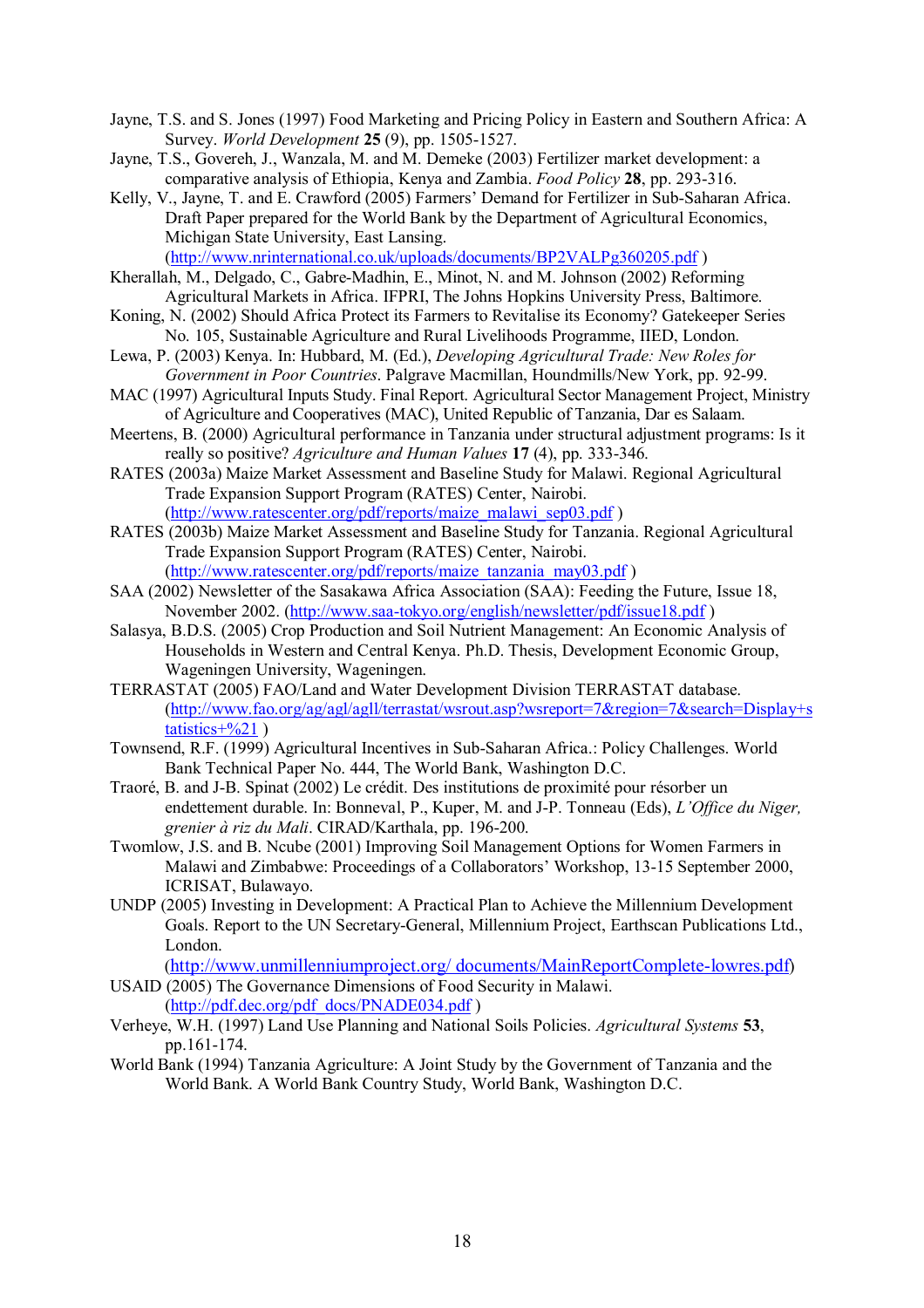Jayne, T.S. and S. Jones (1997) Food Marketing and Pricing Policy in Eastern and Southern Africa: A Survey. *World Development* **25** (9), pp. 1505-1527.

Jayne, T.S., Govereh, J., Wanzala, M. and M. Demeke (2003) Fertilizer market development: a comparative analysis of Ethiopia, Kenya and Zambia. *Food Policy* **28**, pp. 293-316.

Kelly, V., Jayne, T. and E. Crawford (2005) Farmers' Demand for Fertilizer in Sub-Saharan Africa. Draft Paper prepared for the World Bank by the Department of Agricultural Economics, Michigan State University, East Lansing. (http://www.nrinternational.co.uk/uploads/documents/BP2VALPg360205.pdf )

Kherallah, M., Delgado, C., Gabre-Madhin, E., Minot, N. and M. Johnson (2002) Reforming Agricultural Markets in Africa. IFPRI, The Johns Hopkins University Press, Baltimore.

Koning, N. (2002) Should Africa Protect its Farmers to Revitalise its Economy? Gatekeeper Series No. 105, Sustainable Agriculture and Rural Livelihoods Programme, IIED, London.

Lewa, P. (2003) Kenya. In: Hubbard, M. (Ed.), *Developing Agricultural Trade: New Roles for Government in Poor Countries*. Palgrave Macmillan, Houndmills/New York, pp. 92-99.

MAC (1997) Agricultural Inputs Study. Final Report. Agricultural Sector Management Project, Ministry of Agriculture and Cooperatives (MAC), United Republic of Tanzania, Dar es Salaam.

Meertens, B. (2000) Agricultural performance in Tanzania under structural adjustment programs: Is it really so positive? *Agriculture and Human Values* **17** (4), pp. 333-346.

RATES (2003a) Maize Market Assessment and Baseline Study for Malawi. Regional Agricultural Trade Expansion Support Program (RATES) Center, Nairobi. (http://www.ratescenter.org/pdf/reports/maize_malawi_sep03.pdf )

RATES (2003b) Maize Market Assessment and Baseline Study for Tanzania. Regional Agricultural Trade Expansion Support Program (RATES) Center, Nairobi. (http://www.ratescenter.org/pdf/reports/maize_tanzania_may03.pdf )

SAA (2002) Newsletter of the Sasakawa Africa Association (SAA): Feeding the Future, Issue 18, November 2002. (http://www.saa-tokyo.org/english/newsletter/pdf/issue18.pdf )

Salasya, B.D.S. (2005) Crop Production and Soil Nutrient Management: An Economic Analysis of Households in Western and Central Kenya. Ph.D. Thesis, Development Economic Group, Wageningen University, Wageningen.

TERRASTAT (2005) FAO/Land and Water Development Division TERRASTAT database. (http://www.fao.org/ag/agl/agll/terrastat/wsrout.asp?wsreport=7&region=7&search=Display+statistics+%21 )

Townsend, R.F. (1999) Agricultural Incentives in Sub-Saharan Africa.: Policy Challenges. World Bank Technical Paper No. 444, The World Bank, Washington D.C.

Traoré, B. and J-B. Spinat (2002) Le crédit. Des institutions de proximité pour résorber un endettement durable. In: Bonneval, P., Kuper, M. and J-P. Tonneau (Eds), *L'Office du Niger, grenier à riz du Mali*. CIRAD/Karthala, pp. 196-200.

Twomlow, S.J. and B. Ncube (2001) Improving Soil Management Options for Women Farmers in Malawi and Zimbabwe: Proceedings of a Collaborators' Workshop, 13-15 September 2000, ICRISAT, Bulawayo.

UNDP (2005) Investing in Development: A Practical Plan to Achieve the Millennium Development Goals. Report to the UN Secretary-General, Millennium Project, Earthscan Publications Ltd., London. (http://www.unmillenniumproject.org/ documents/MainReportComplete-lowres.pdf)

USAID (2005) The Governance Dimensions of Food Security in Malawi. (http://pdf.dec.org/pdf_docs/PNADE034.pdf )

Verheye, W.H. (1997) Land Use Planning and National Soils Policies. *Agricultural Systems* **53**, pp.161-174.

World Bank (1994) Tanzania Agriculture: A Joint Study by the Government of Tanzania and the World Bank. A World Bank Country Study, World Bank, Washington D.C.